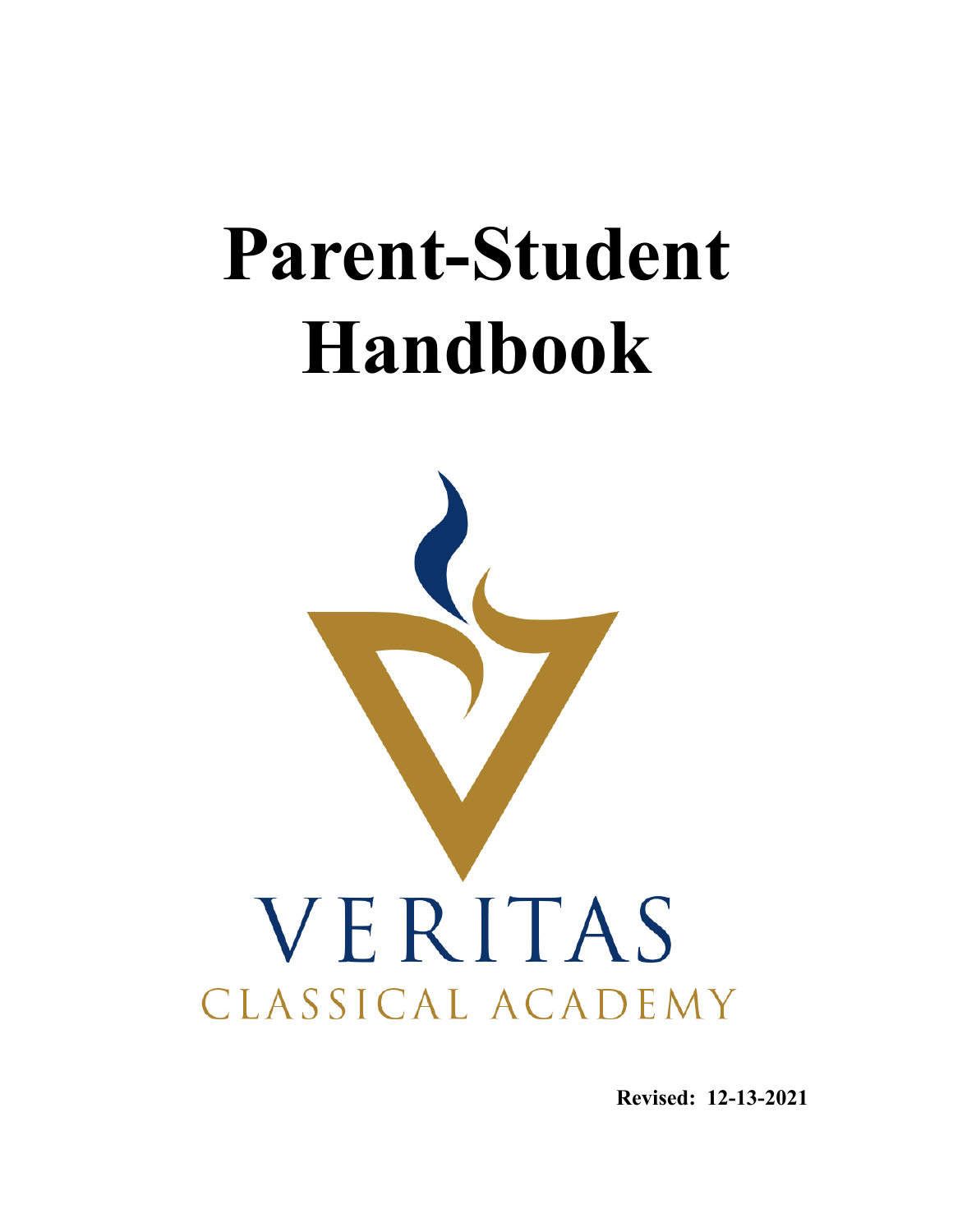# Parent-Student Handbook

VERITAS

CLASSICAL ACADEMY

**Revised: 12-13-2021**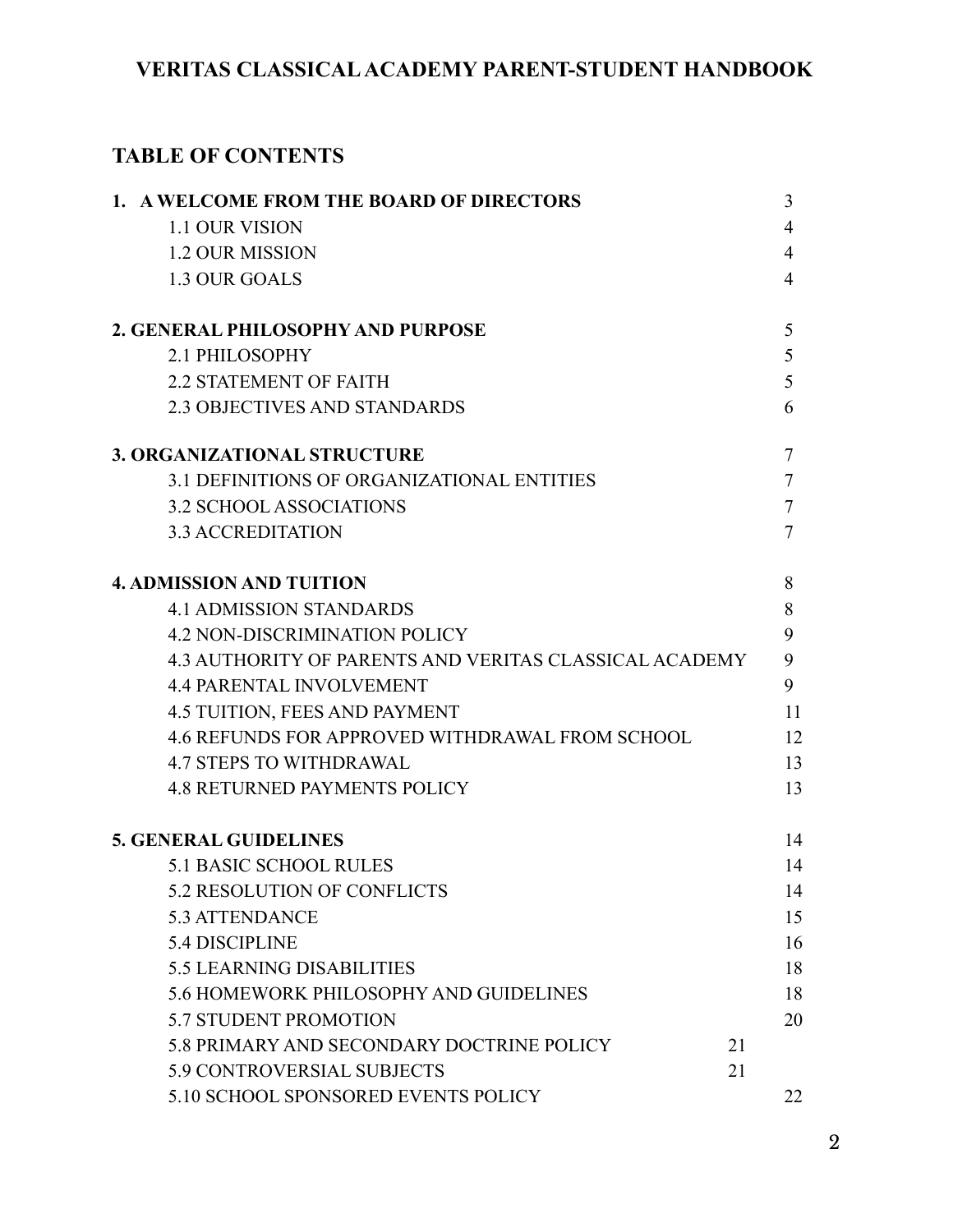# VERITAS CLASSICAL ACADEMY PARENT-STUDENT HANDBOOK

## TABLE OF CONTENTS

| | |
|---|---|
| **1. A WELCOME FROM THE BOARD OF DIRECTORS** | 3 |
| 1.1 OUR VISION | 4 |
| 1.2 OUR MISSION | 4 |
| 1.3 OUR GOALS | 4 |
| **2. GENERAL PHILOSOPHY AND PURPOSE** | 5 |
| 2.1 PHILOSOPHY | 5 |
| 2.2 STATEMENT OF FAITH | 5 |
| 2.3 OBJECTIVES AND STANDARDS | 6 |
| **3. ORGANIZATIONAL STRUCTURE** | 7 |
| 3.1 DEFINITIONS OF ORGANIZATIONAL ENTITIES | 7 |
| 3.2 SCHOOL ASSOCIATIONS | 7 |
| 3.3 ACCREDITATION | 7 |
| **4. ADMISSION AND TUITION** | 8 |
| 4.1 ADMISSION STANDARDS | 8 |
| 4.2 NON-DISCRIMINATION POLICY | 9 |
| 4.3 AUTHORITY OF PARENTS AND VERITAS CLASSICAL ACADEMY | 9 |
| 4.4 PARENTAL INVOLVEMENT | 9 |
| 4.5 TUITION, FEES AND PAYMENT | 11 |
| 4.6 REFUNDS FOR APPROVED WITHDRAWAL FROM SCHOOL | 12 |
| 4.7 STEPS TO WITHDRAWAL | 13 |
| 4.8 RETURNED PAYMENTS POLICY | 13 |
| **5. GENERAL GUIDELINES** | 14 |
| 5.1 BASIC SCHOOL RULES | 14 |
| 5.2 RESOLUTION OF CONFLICTS | 14 |
| 5.3 ATTENDANCE | 15 |
| 5.4 DISCIPLINE | 16 |
| 5.5 LEARNING DISABILITIES | 18 |
| 5.6 HOMEWORK PHILOSOPHY AND GUIDELINES | 18 |
| 5.7 STUDENT PROMOTION | 20 |
| 5.8 PRIMARY AND SECONDARY DOCTRINE POLICY | 21 |
| 5.9 CONTROVERSIAL SUBJECTS | 21 |
| 5.10 SCHOOL SPONSORED EVENTS POLICY | 22 |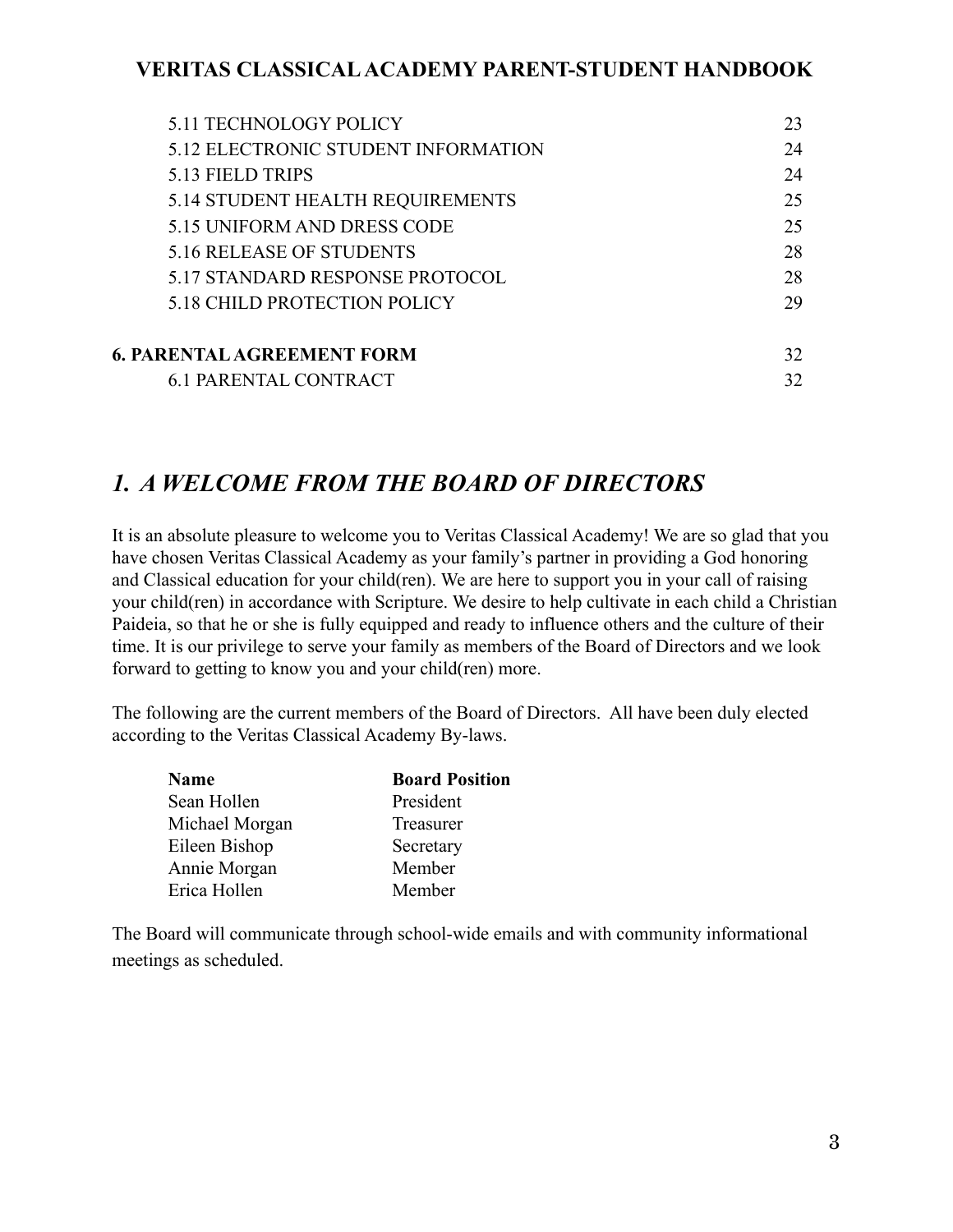| | |
|---|---|
| 5.11 TECHNOLOGY POLICY | 23 |
| 5.12 ELECTRONIC STUDENT INFORMATION | 24 |
| 5.13 FIELD TRIPS | 24 |
| 5.14 STUDENT HEALTH REQUIREMENTS | 25 |
| 5.15 UNIFORM AND DRESS CODE | 25 |
| 5.16 RELEASE OF STUDENTS | 28 |
| 5.17 STANDARD RESPONSE PROTOCOL | 28 |
| 5.18 CHILD PROTECTION POLICY | 29 |
| **6. PARENTAL AGREEMENT FORM** | 32 |
| 6.1 PARENTAL CONTRACT | 32 |

# *1. A WELCOME FROM THE BOARD OF DIRECTORS*

It is an absolute pleasure to welcome you to Veritas Classical Academy! We are so glad that you have chosen Veritas Classical Academy as your family's partner in providing a God honoring and Classical education for your child(ren). We are here to support you in your call of raising your child(ren) in accordance with Scripture. We desire to help cultivate in each child a Christian Paideia, so that he or she is fully equipped and ready to influence others and the culture of their time. It is our privilege to serve your family as members of the Board of Directors and we look forward to getting to know you and your child(ren) more.

The following are the current members of the Board of Directors. All have been duly elected according to the Veritas Classical Academy By-laws.

| **Name** | **Board Position** |
|---|---|
| Sean Hollen | President |
| Michael Morgan | Treasurer |
| Eileen Bishop | Secretary |
| Annie Morgan | Member |
| Erica Hollen | Member |

The Board will communicate through school-wide emails and with community informational meetings as scheduled.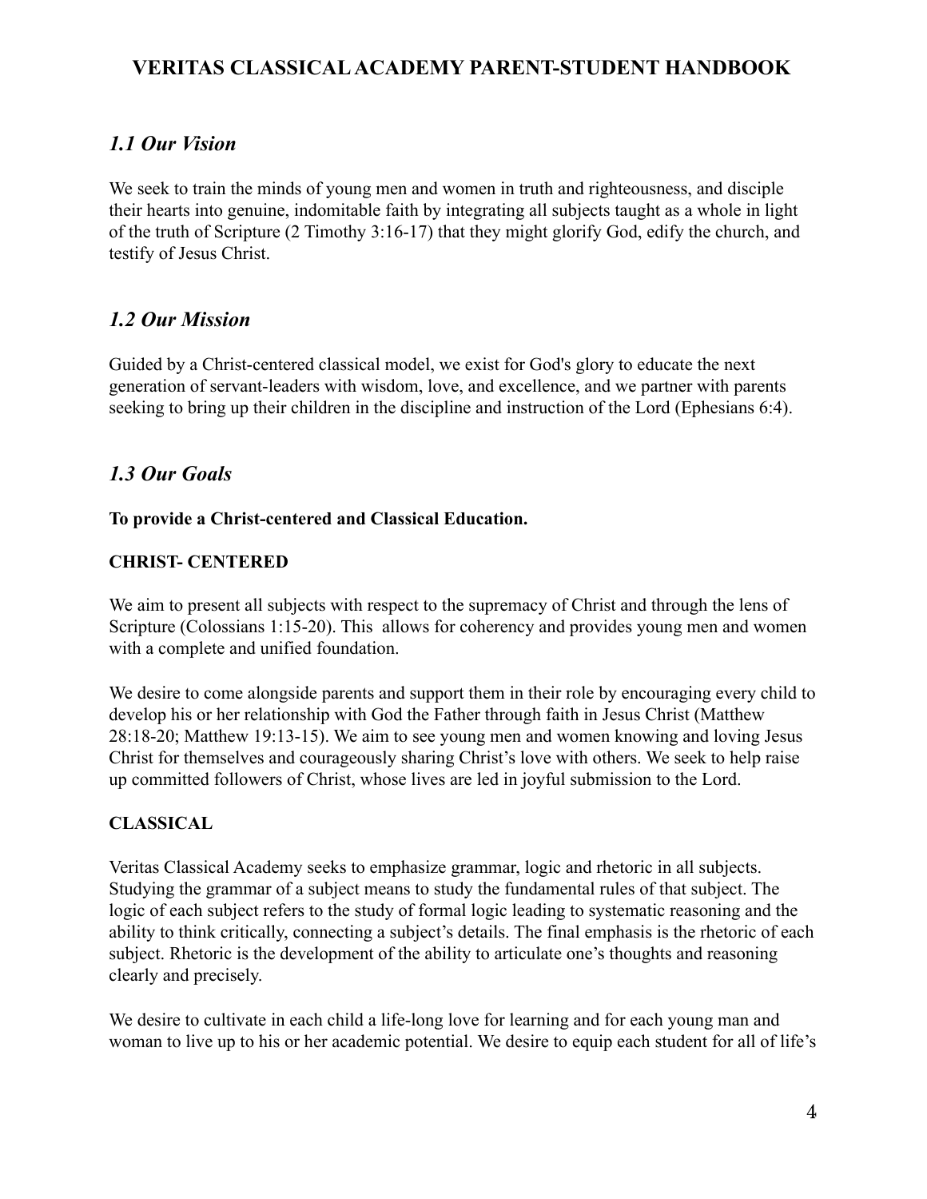## *1.1 Our Vision*

We seek to train the minds of young men and women in truth and righteousness, and disciple their hearts into genuine, indomitable faith by integrating all subjects taught as a whole in light of the truth of Scripture (2 Timothy 3:16-17) that they might glorify God, edify the church, and testify of Jesus Christ.

## *1.2 Our Mission*

Guided by a Christ-centered classical model, we exist for God's glory to educate the next generation of servant-leaders with wisdom, love, and excellence, and we partner with parents seeking to bring up their children in the discipline and instruction of the Lord (Ephesians 6:4).

## *1.3 Our Goals*

**To provide a Christ-centered and Classical Education.**

**CHRIST- CENTERED**

We aim to present all subjects with respect to the supremacy of Christ and through the lens of Scripture (Colossians 1:15-20). This allows for coherency and provides young men and women with a complete and unified foundation.

We desire to come alongside parents and support them in their role by encouraging every child to develop his or her relationship with God the Father through faith in Jesus Christ (Matthew 28:18-20; Matthew 19:13-15). We aim to see young men and women knowing and loving Jesus Christ for themselves and courageously sharing Christ's love with others. We seek to help raise up committed followers of Christ, whose lives are led in joyful submission to the Lord.

**CLASSICAL**

Veritas Classical Academy seeks to emphasize grammar, logic and rhetoric in all subjects. Studying the grammar of a subject means to study the fundamental rules of that subject. The logic of each subject refers to the study of formal logic leading to systematic reasoning and the ability to think critically, connecting a subject's details. The final emphasis is the rhetoric of each subject. Rhetoric is the development of the ability to articulate one's thoughts and reasoning clearly and precisely.

We desire to cultivate in each child a life-long love for learning and for each young man and woman to live up to his or her academic potential. We desire to equip each student for all of life's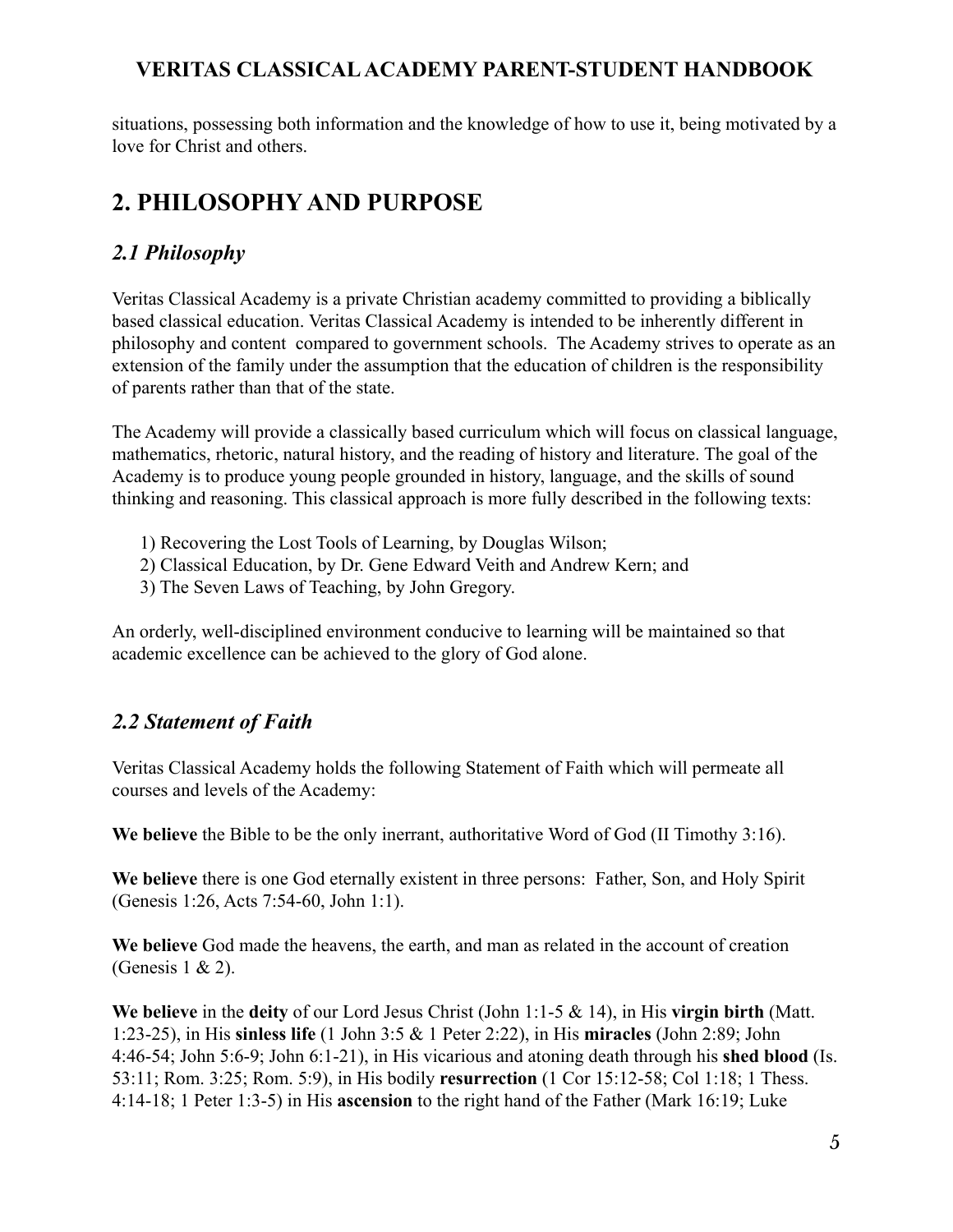situations, possessing both information and the knowledge of how to use it, being motivated by a love for Christ and others.

# 2. PHILOSOPHY AND PURPOSE

## *2.1 Philosophy*

Veritas Classical Academy is a private Christian academy committed to providing a biblically based classical education. Veritas Classical Academy is intended to be inherently different in philosophy and content compared to government schools. The Academy strives to operate as an extension of the family under the assumption that the education of children is the responsibility of parents rather than that of the state.

The Academy will provide a classically based curriculum which will focus on classical language, mathematics, rhetoric, natural history, and the reading of history and literature. The goal of the Academy is to produce young people grounded in history, language, and the skills of sound thinking and reasoning. This classical approach is more fully described in the following texts:

1) Recovering the Lost Tools of Learning, by Douglas Wilson;
2) Classical Education, by Dr. Gene Edward Veith and Andrew Kern; and
3) The Seven Laws of Teaching, by John Gregory.

An orderly, well-disciplined environment conducive to learning will be maintained so that academic excellence can be achieved to the glory of God alone.

## *2.2 Statement of Faith*

Veritas Classical Academy holds the following Statement of Faith which will permeate all courses and levels of the Academy:

**We believe** the Bible to be the only inerrant, authoritative Word of God (II Timothy 3:16).

**We believe** there is one God eternally existent in three persons: Father, Son, and Holy Spirit (Genesis 1:26, Acts 7:54-60, John 1:1).

**We believe** God made the heavens, the earth, and man as related in the account of creation (Genesis 1 & 2).

**We believe** in the **deity** of our Lord Jesus Christ (John 1:1-5 & 14), in His **virgin birth** (Matt. 1:23-25), in His **sinless life** (1 John 3:5 & 1 Peter 2:22), in His **miracles** (John 2:89; John 4:46-54; John 5:6-9; John 6:1-21), in His vicarious and atoning death through his **shed blood** (Is. 53:11; Rom. 3:25; Rom. 5:9), in His bodily **resurrection** (1 Cor 15:12-58; Col 1:18; 1 Thess. 4:14-18; 1 Peter 1:3-5) in His **ascension** to the right hand of the Father (Mark 16:19; Luke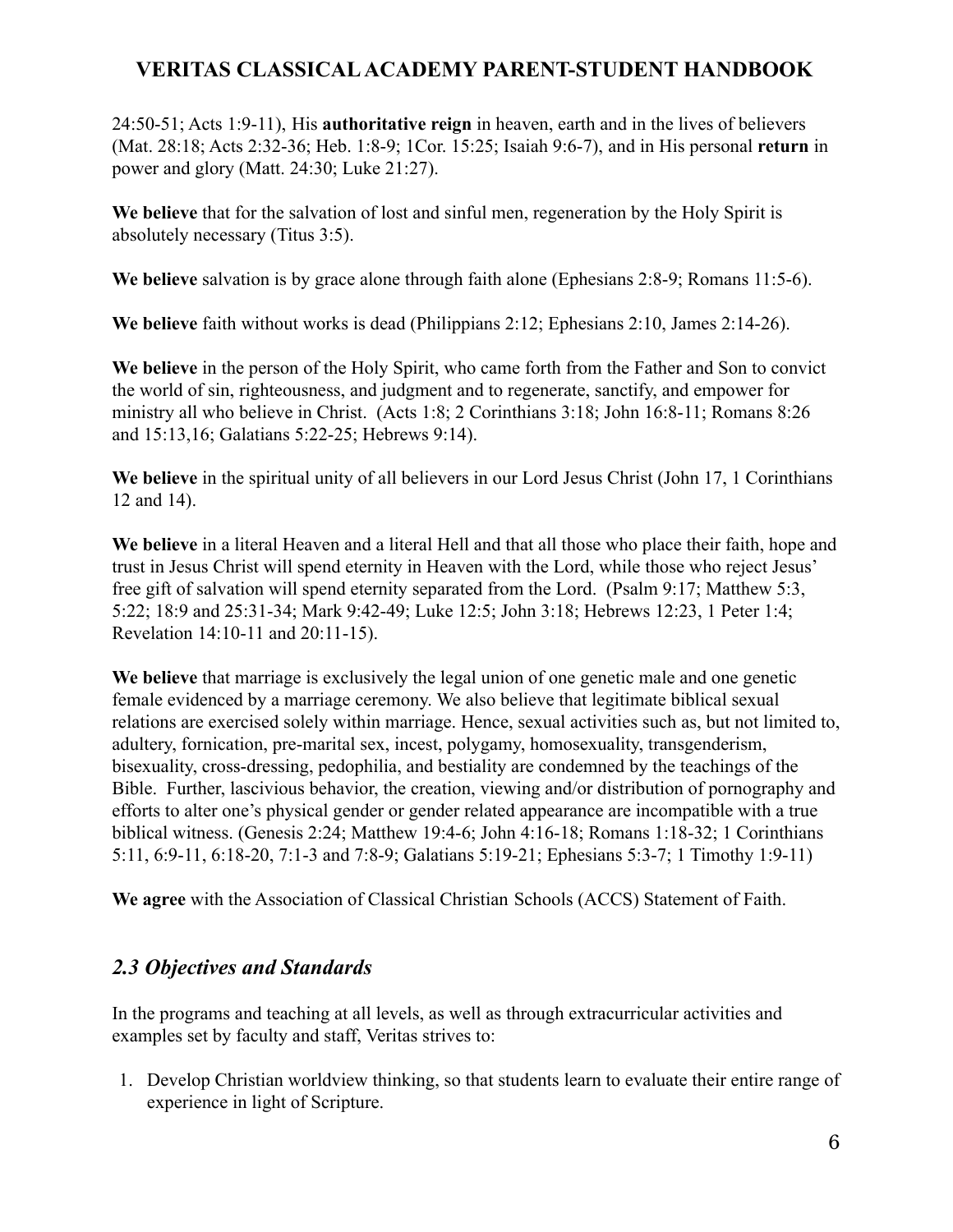24:50-51; Acts 1:9-11), His **authoritative reign** in heaven, earth and in the lives of believers (Mat. 28:18; Acts 2:32-36; Heb. 1:8-9; 1Cor. 15:25; Isaiah 9:6-7), and in His personal **return** in power and glory (Matt. 24:30; Luke 21:27).

**We believe** that for the salvation of lost and sinful men, regeneration by the Holy Spirit is absolutely necessary (Titus 3:5).

**We believe** salvation is by grace alone through faith alone (Ephesians 2:8-9; Romans 11:5-6).

**We believe** faith without works is dead (Philippians 2:12; Ephesians 2:10, James 2:14-26).

**We believe** in the person of the Holy Spirit, who came forth from the Father and Son to convict the world of sin, righteousness, and judgment and to regenerate, sanctify, and empower for ministry all who believe in Christ. (Acts 1:8; 2 Corinthians 3:18; John 16:8-11; Romans 8:26 and 15:13,16; Galatians 5:22-25; Hebrews 9:14).

**We believe** in the spiritual unity of all believers in our Lord Jesus Christ (John 17, 1 Corinthians 12 and 14).

**We believe** in a literal Heaven and a literal Hell and that all those who place their faith, hope and trust in Jesus Christ will spend eternity in Heaven with the Lord, while those who reject Jesus' free gift of salvation will spend eternity separated from the Lord. (Psalm 9:17; Matthew 5:3, 5:22; 18:9 and 25:31-34; Mark 9:42-49; Luke 12:5; John 3:18; Hebrews 12:23, 1 Peter 1:4; Revelation 14:10-11 and 20:11-15).

**We believe** that marriage is exclusively the legal union of one genetic male and one genetic female evidenced by a marriage ceremony. We also believe that legitimate biblical sexual relations are exercised solely within marriage. Hence, sexual activities such as, but not limited to, adultery, fornication, pre-marital sex, incest, polygamy, homosexuality, transgenderism, bisexuality, cross-dressing, pedophilia, and bestiality are condemned by the teachings of the Bible. Further, lascivious behavior, the creation, viewing and/or distribution of pornography and efforts to alter one's physical gender or gender related appearance are incompatible with a true biblical witness. (Genesis 2:24; Matthew 19:4-6; John 4:16-18; Romans 1:18-32; 1 Corinthians 5:11, 6:9-11, 6:18-20, 7:1-3 and 7:8-9; Galatians 5:19-21; Ephesians 5:3-7; 1 Timothy 1:9-11)

**We agree** with the Association of Classical Christian Schools (ACCS) Statement of Faith.

## *2.3 Objectives and Standards*

In the programs and teaching at all levels, as well as through extracurricular activities and examples set by faculty and staff, Veritas strives to:

1. Develop Christian worldview thinking, so that students learn to evaluate their entire range of experience in light of Scripture.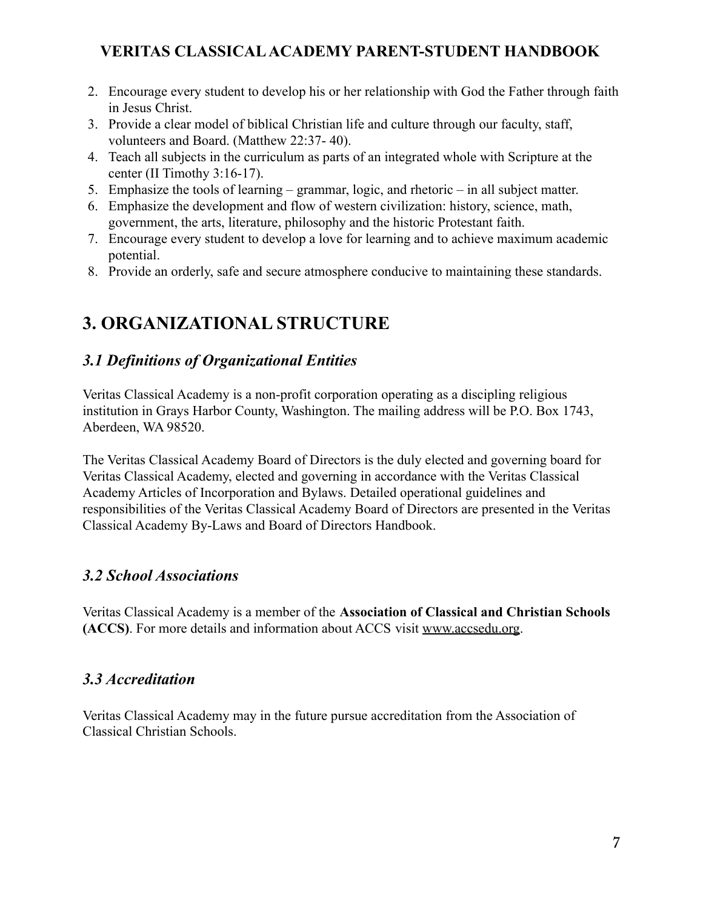2. Encourage every student to develop his or her relationship with God the Father through faith in Jesus Christ.
3. Provide a clear model of biblical Christian life and culture through our faculty, staff, volunteers and Board. (Matthew 22:37- 40).
4. Teach all subjects in the curriculum as parts of an integrated whole with Scripture at the center (II Timothy 3:16-17).
5. Emphasize the tools of learning – grammar, logic, and rhetoric – in all subject matter.
6. Emphasize the development and flow of western civilization: history, science, math, government, the arts, literature, philosophy and the historic Protestant faith.
7. Encourage every student to develop a love for learning and to achieve maximum academic potential.
8. Provide an orderly, safe and secure atmosphere conducive to maintaining these standards.

# 3. ORGANIZATIONAL STRUCTURE

## *3.1 Definitions of Organizational Entities*

Veritas Classical Academy is a non-profit corporation operating as a discipling religious institution in Grays Harbor County, Washington. The mailing address will be P.O. Box 1743, Aberdeen, WA 98520.

The Veritas Classical Academy Board of Directors is the duly elected and governing board for Veritas Classical Academy, elected and governing in accordance with the Veritas Classical Academy Articles of Incorporation and Bylaws. Detailed operational guidelines and responsibilities of the Veritas Classical Academy Board of Directors are presented in the Veritas Classical Academy By-Laws and Board of Directors Handbook.

## *3.2 School Associations*

Veritas Classical Academy is a member of the **Association of Classical and Christian Schools (ACCS)**. For more details and information about ACCS visit www.accsedu.org.

## *3.3 Accreditation*

Veritas Classical Academy may in the future pursue accreditation from the Association of Classical Christian Schools.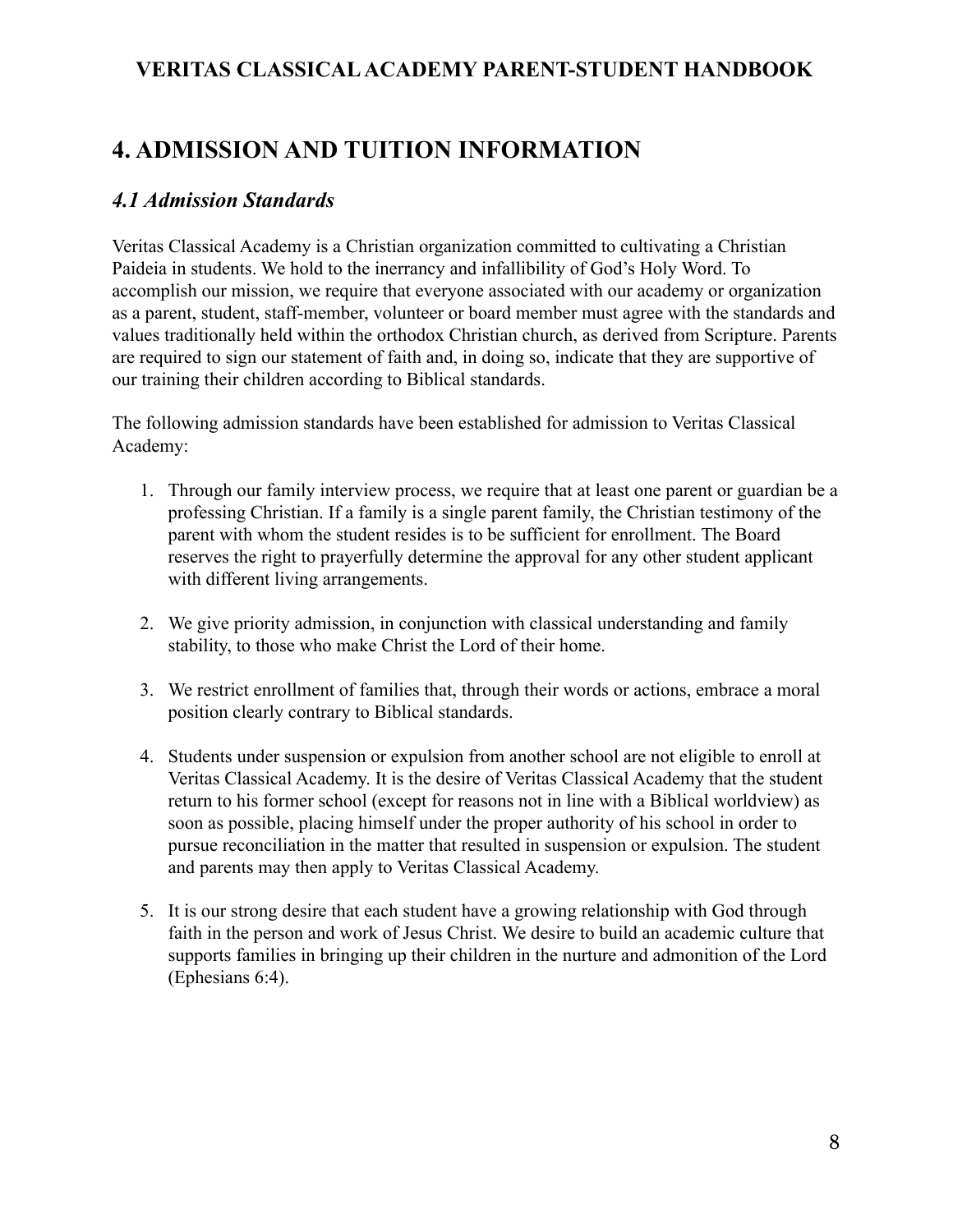# 4. ADMISSION AND TUITION INFORMATION

## *4.1 Admission Standards*

Veritas Classical Academy is a Christian organization committed to cultivating a Christian Paideia in students. We hold to the inerrancy and infallibility of God's Holy Word. To accomplish our mission, we require that everyone associated with our academy or organization as a parent, student, staff-member, volunteer or board member must agree with the standards and values traditionally held within the orthodox Christian church, as derived from Scripture. Parents are required to sign our statement of faith and, in doing so, indicate that they are supportive of our training their children according to Biblical standards.

The following admission standards have been established for admission to Veritas Classical Academy:

1. Through our family interview process, we require that at least one parent or guardian be a professing Christian. If a family is a single parent family, the Christian testimony of the parent with whom the student resides is to be sufficient for enrollment. The Board reserves the right to prayerfully determine the approval for any other student applicant with different living arrangements.

2. We give priority admission, in conjunction with classical understanding and family stability, to those who make Christ the Lord of their home.

3. We restrict enrollment of families that, through their words or actions, embrace a moral position clearly contrary to Biblical standards.

4. Students under suspension or expulsion from another school are not eligible to enroll at Veritas Classical Academy. It is the desire of Veritas Classical Academy that the student return to his former school (except for reasons not in line with a Biblical worldview) as soon as possible, placing himself under the proper authority of his school in order to pursue reconciliation in the matter that resulted in suspension or expulsion. The student and parents may then apply to Veritas Classical Academy.

5. It is our strong desire that each student have a growing relationship with God through faith in the person and work of Jesus Christ. We desire to build an academic culture that supports families in bringing up their children in the nurture and admonition of the Lord (Ephesians 6:4).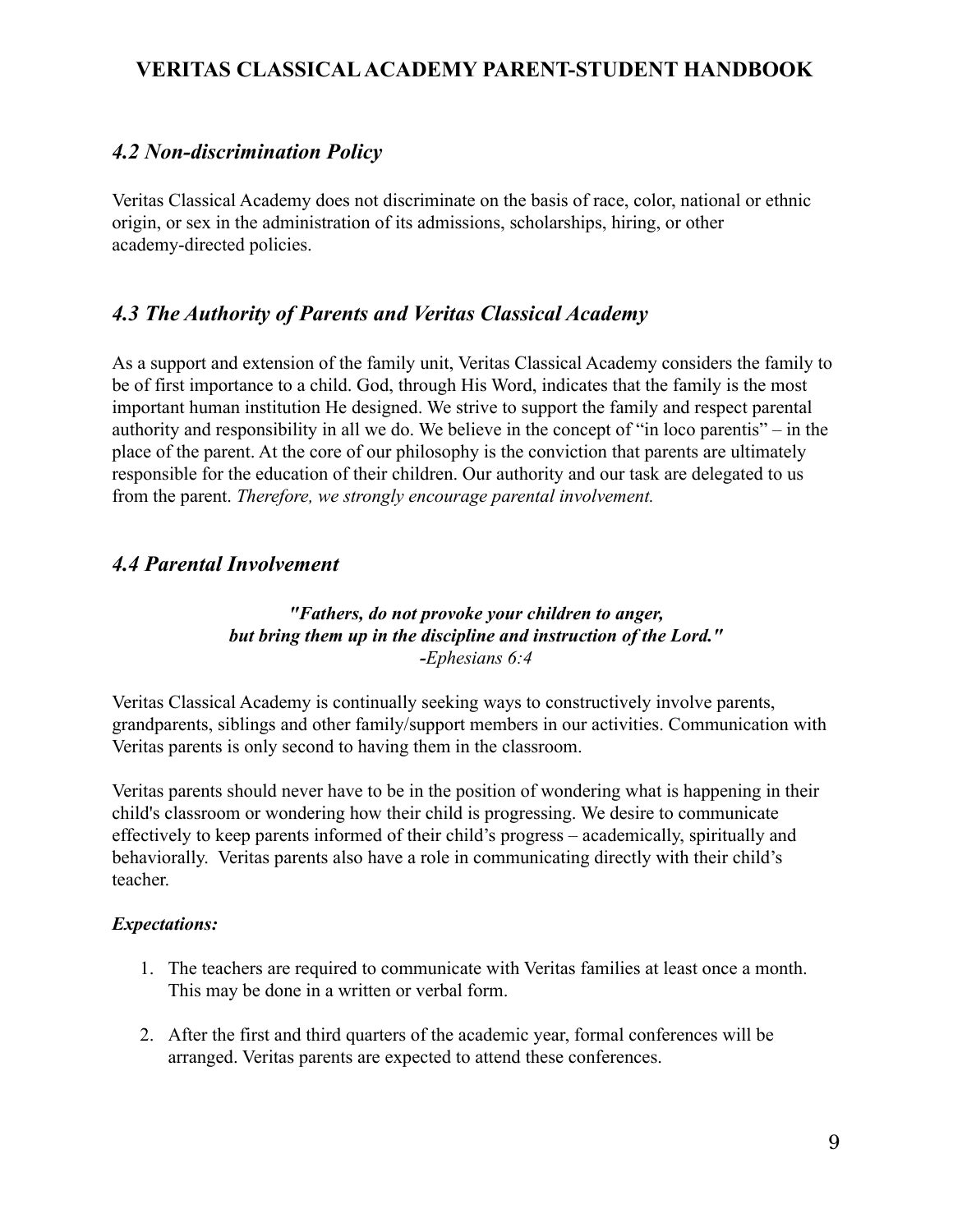## *4.2 Non-discrimination Policy*

Veritas Classical Academy does not discriminate on the basis of race, color, national or ethnic origin, or sex in the administration of its admissions, scholarships, hiring, or other academy-directed policies.

## *4.3 The Authority of Parents and Veritas Classical Academy*

As a support and extension of the family unit, Veritas Classical Academy considers the family to be of first importance to a child. God, through His Word, indicates that the family is the most important human institution He designed. We strive to support the family and respect parental authority and responsibility in all we do. We believe in the concept of "in loco parentis" – in the place of the parent. At the core of our philosophy is the conviction that parents are ultimately responsible for the education of their children. Our authority and our task are delegated to us from the parent. *Therefore, we strongly encourage parental involvement.*

## *4.4 Parental Involvement*

> ***"Fathers, do not provoke your children to anger,***
> ***but bring them up in the discipline and instruction of the Lord."***
> ***-****Ephesians 6:4*

Veritas Classical Academy is continually seeking ways to constructively involve parents, grandparents, siblings and other family/support members in our activities. Communication with Veritas parents is only second to having them in the classroom.

Veritas parents should never have to be in the position of wondering what is happening in their child's classroom or wondering how their child is progressing. We desire to communicate effectively to keep parents informed of their child's progress – academically, spiritually and behaviorally. Veritas parents also have a role in communicating directly with their child's teacher.

***Expectations:***

1. The teachers are required to communicate with Veritas families at least once a month. This may be done in a written or verbal form.

2. After the first and third quarters of the academic year, formal conferences will be arranged. Veritas parents are expected to attend these conferences.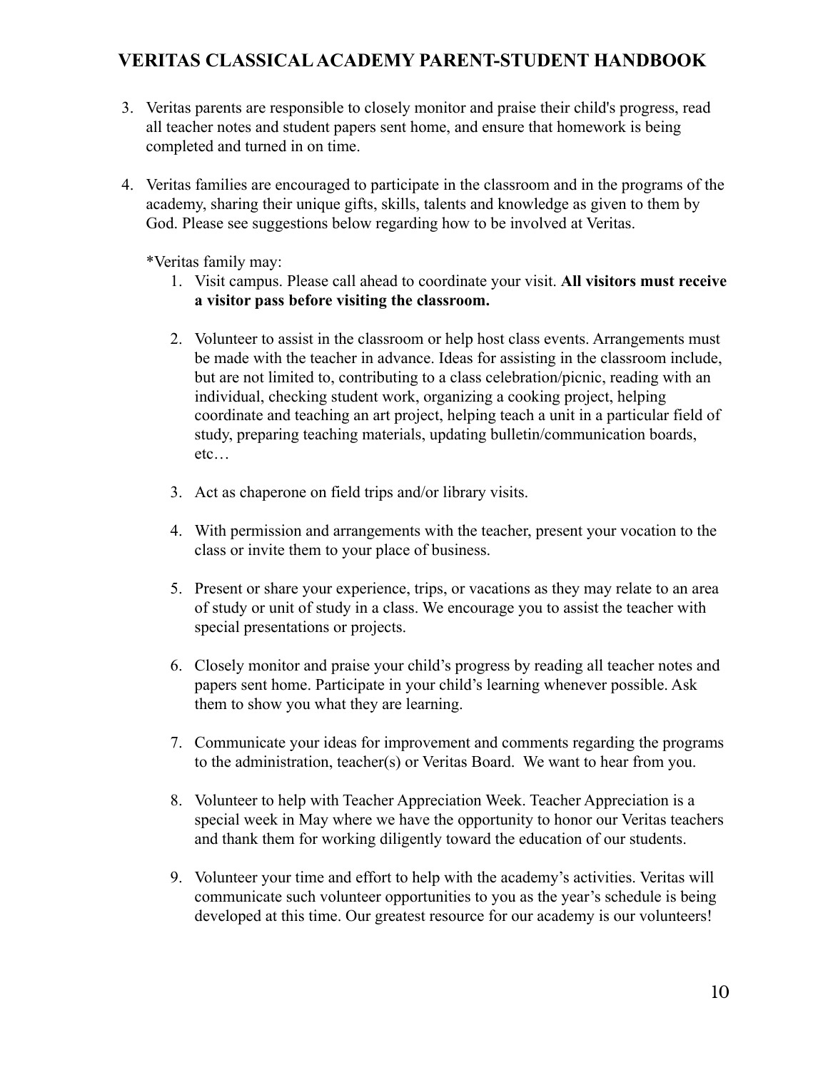3. Veritas parents are responsible to closely monitor and praise their child's progress, read all teacher notes and student papers sent home, and ensure that homework is being completed and turned in on time.

4. Veritas families are encouraged to participate in the classroom and in the programs of the academy, sharing their unique gifts, skills, talents and knowledge as given to them by God. Please see suggestions below regarding how to be involved at Veritas.

   *Veritas family may:

   1. Visit campus. Please call ahead to coordinate your visit. **All visitors must receive a visitor pass before visiting the classroom.**

   2. Volunteer to assist in the classroom or help host class events. Arrangements must be made with the teacher in advance. Ideas for assisting in the classroom include, but are not limited to, contributing to a class celebration/picnic, reading with an individual, checking student work, organizing a cooking project, helping coordinate and teaching an art project, helping teach a unit in a particular field of study, preparing teaching materials, updating bulletin/communication boards, etc…

   3. Act as chaperone on field trips and/or library visits.

   4. With permission and arrangements with the teacher, present your vocation to the class or invite them to your place of business.

   5. Present or share your experience, trips, or vacations as they may relate to an area of study or unit of study in a class. We encourage you to assist the teacher with special presentations or projects.

   6. Closely monitor and praise your child's progress by reading all teacher notes and papers sent home. Participate in your child's learning whenever possible. Ask them to show you what they are learning.

   7. Communicate your ideas for improvement and comments regarding the programs to the administration, teacher(s) or Veritas Board. We want to hear from you.

   8. Volunteer to help with Teacher Appreciation Week. Teacher Appreciation is a special week in May where we have the opportunity to honor our Veritas teachers and thank them for working diligently toward the education of our students.

   9. Volunteer your time and effort to help with the academy's activities. Veritas will communicate such volunteer opportunities to you as the year's schedule is being developed at this time. Our greatest resource for our academy is our volunteers!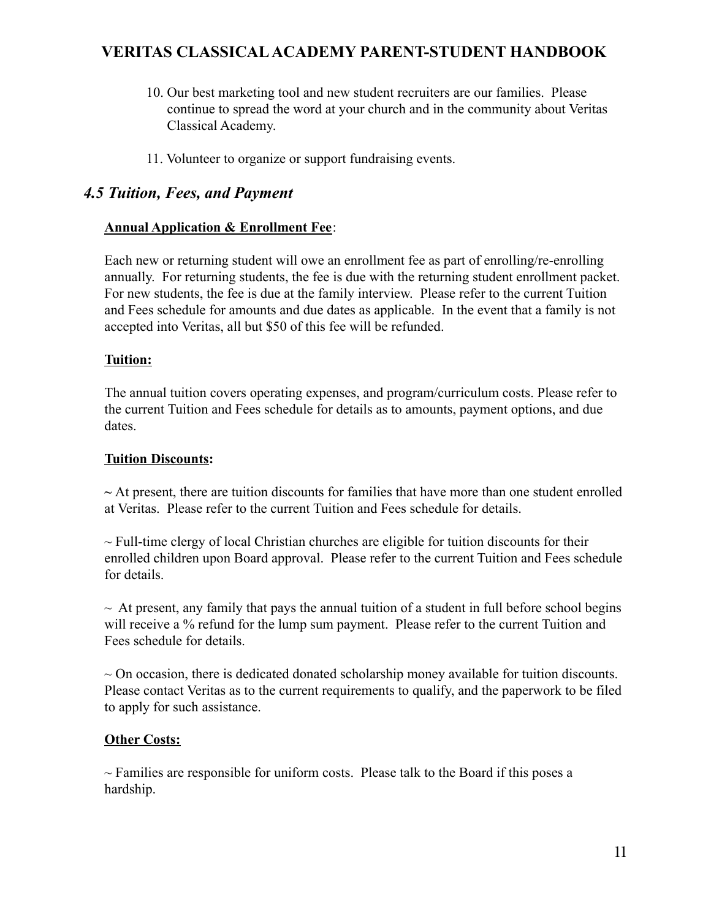10. Our best marketing tool and new student recruiters are our families. Please continue to spread the word at your church and in the community about Veritas Classical Academy.

11. Volunteer to organize or support fundraising events.

### *4.5 Tuition, Fees, and Payment*

**<u>Annual Application & Enrollment Fee</u>**:

Each new or returning student will owe an enrollment fee as part of enrolling/re-enrolling annually. For returning students, the fee is due with the returning student enrollment packet. For new students, the fee is due at the family interview. Please refer to the current Tuition and Fees schedule for amounts and due dates as applicable. In the event that a family is not accepted into Veritas, all but $50 of this fee will be refunded.

**<u>Tuition:</u>**

The annual tuition covers operating expenses, and program/curriculum costs. Please refer to the current Tuition and Fees schedule for details as to amounts, payment options, and due dates.

**<u>Tuition Discounts</u>:**

**~** At present, there are tuition discounts for families that have more than one student enrolled at Veritas. Please refer to the current Tuition and Fees schedule for details.

~ Full-time clergy of local Christian churches are eligible for tuition discounts for their enrolled children upon Board approval. Please refer to the current Tuition and Fees schedule for details.

~ At present, any family that pays the annual tuition of a student in full before school begins will receive a % refund for the lump sum payment. Please refer to the current Tuition and Fees schedule for details.

~ On occasion, there is dedicated donated scholarship money available for tuition discounts. Please contact Veritas as to the current requirements to qualify, and the paperwork to be filed to apply for such assistance.

**<u>Other Costs:</u>**

~ Families are responsible for uniform costs. Please talk to the Board if this poses a hardship.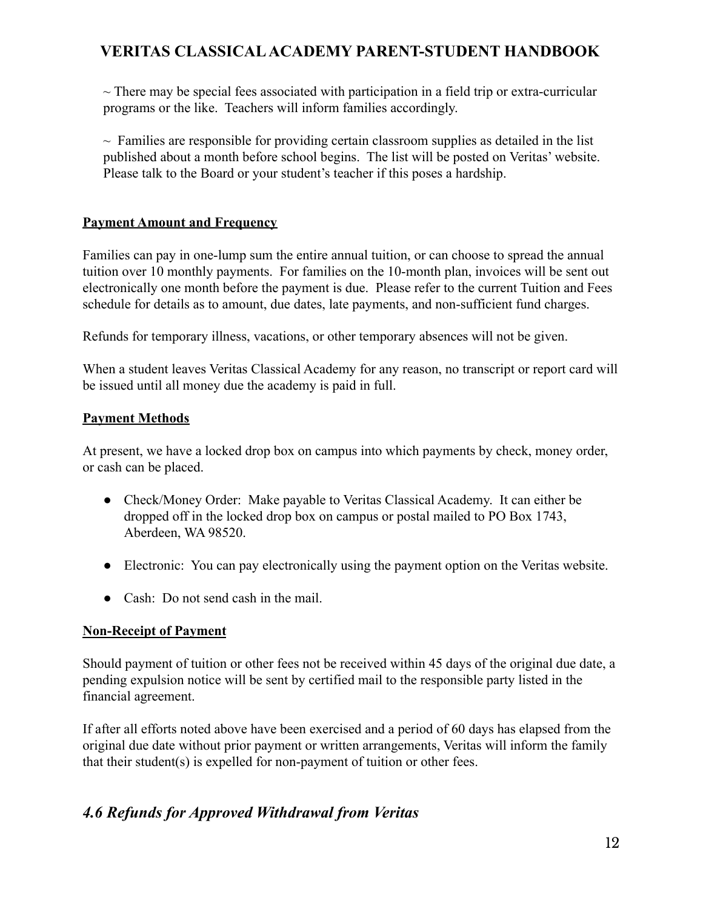~ There may be special fees associated with participation in a field trip or extra-curricular programs or the like. Teachers will inform families accordingly.

~ Families are responsible for providing certain classroom supplies as detailed in the list published about a month before school begins. The list will be posted on Veritas' website. Please talk to the Board or your student's teacher if this poses a hardship.

**Payment Amount and Frequency**

Families can pay in one-lump sum the entire annual tuition, or can choose to spread the annual tuition over 10 monthly payments. For families on the 10-month plan, invoices will be sent out electronically one month before the payment is due. Please refer to the current Tuition and Fees schedule for details as to amount, due dates, late payments, and non-sufficient fund charges.

Refunds for temporary illness, vacations, or other temporary absences will not be given.

When a student leaves Veritas Classical Academy for any reason, no transcript or report card will be issued until all money due the academy is paid in full.

**Payment Methods**

At present, we have a locked drop box on campus into which payments by check, money order, or cash can be placed.

- Check/Money Order: Make payable to Veritas Classical Academy. It can either be dropped off in the locked drop box on campus or postal mailed to PO Box 1743, Aberdeen, WA 98520.
- Electronic: You can pay electronically using the payment option on the Veritas website.
- Cash: Do not send cash in the mail.

**Non-Receipt of Payment**

Should payment of tuition or other fees not be received within 45 days of the original due date, a pending expulsion notice will be sent by certified mail to the responsible party listed in the financial agreement.

If after all efforts noted above have been exercised and a period of 60 days has elapsed from the original due date without prior payment or written arrangements, Veritas will inform the family that their student(s) is expelled for non-payment of tuition or other fees.

## *4.6 Refunds for Approved Withdrawal from Veritas*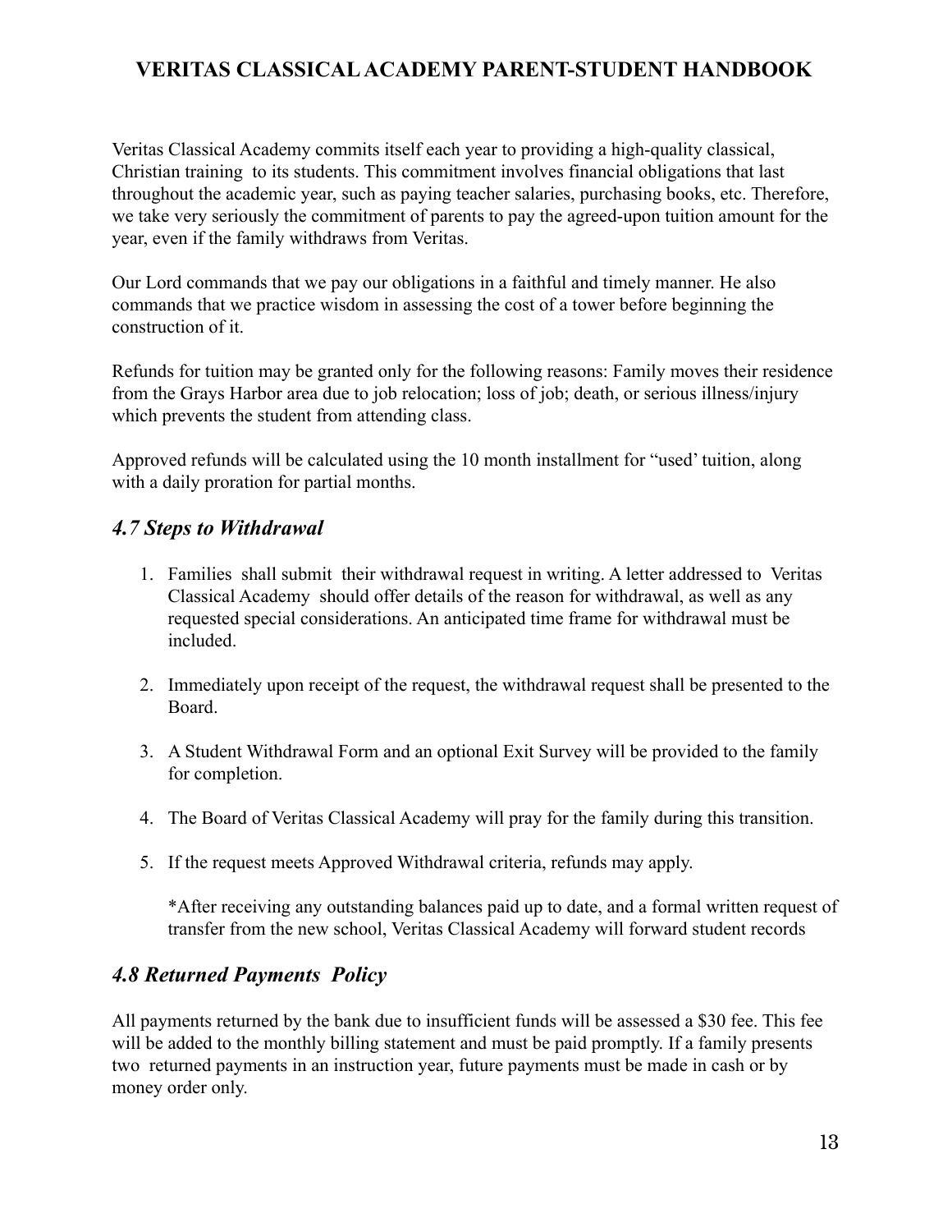Veritas Classical Academy commits itself each year to providing a high-quality classical, Christian training to its students. This commitment involves financial obligations that last throughout the academic year, such as paying teacher salaries, purchasing books, etc. Therefore, we take very seriously the commitment of parents to pay the agreed-upon tuition amount for the year, even if the family withdraws from Veritas.

Our Lord commands that we pay our obligations in a faithful and timely manner. He also commands that we practice wisdom in assessing the cost of a tower before beginning the construction of it.

Refunds for tuition may be granted only for the following reasons: Family moves their residence from the Grays Harbor area due to job relocation; loss of job; death, or serious illness/injury which prevents the student from attending class.

Approved refunds will be calculated using the 10 month installment for "used' tuition, along with a daily proration for partial months.

## *4.7 Steps to Withdrawal*

1. Families shall submit their withdrawal request in writing. A letter addressed to Veritas Classical Academy should offer details of the reason for withdrawal, as well as any requested special considerations. An anticipated time frame for withdrawal must be included.
2. Immediately upon receipt of the request, the withdrawal request shall be presented to the Board.
3. A Student Withdrawal Form and an optional Exit Survey will be provided to the family for completion.
4. The Board of Veritas Classical Academy will pray for the family during this transition.
5. If the request meets Approved Withdrawal criteria, refunds may apply.

   *After receiving any outstanding balances paid up to date, and a formal written request of transfer from the new school, Veritas Classical Academy will forward student records

## *4.8 Returned Payments Policy*

All payments returned by the bank due to insufficient funds will be assessed a $30 fee. This fee will be added to the monthly billing statement and must be paid promptly. If a family presents two returned payments in an instruction year, future payments must be made in cash or by money order only.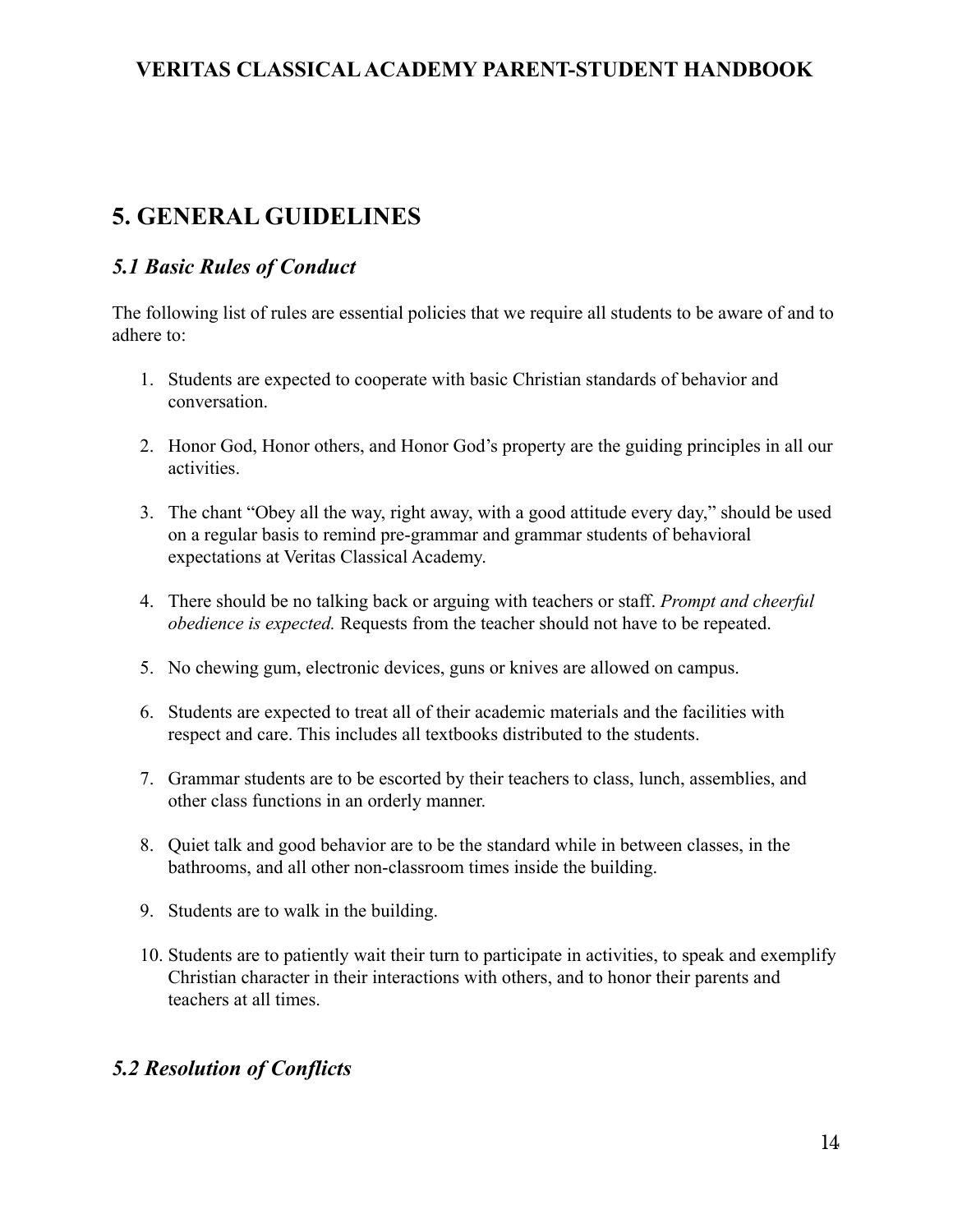## 5. GENERAL GUIDELINES

### *5.1 Basic Rules of Conduct*

The following list of rules are essential policies that we require all students to be aware of and to adhere to:

1. Students are expected to cooperate with basic Christian standards of behavior and conversation.

2. Honor God, Honor others, and Honor God's property are the guiding principles in all our activities.

3. The chant "Obey all the way, right away, with a good attitude every day," should be used on a regular basis to remind pre-grammar and grammar students of behavioral expectations at Veritas Classical Academy.

4. There should be no talking back or arguing with teachers or staff. *Prompt and cheerful obedience is expected.* Requests from the teacher should not have to be repeated.

5. No chewing gum, electronic devices, guns or knives are allowed on campus.

6. Students are expected to treat all of their academic materials and the facilities with respect and care. This includes all textbooks distributed to the students.

7. Grammar students are to be escorted by their teachers to class, lunch, assemblies, and other class functions in an orderly manner.

8. Quiet talk and good behavior are to be the standard while in between classes, in the bathrooms, and all other non-classroom times inside the building.

9. Students are to walk in the building.

10. Students are to patiently wait their turn to participate in activities, to speak and exemplify Christian character in their interactions with others, and to honor their parents and teachers at all times.

### *5.2 Resolution of Conflicts*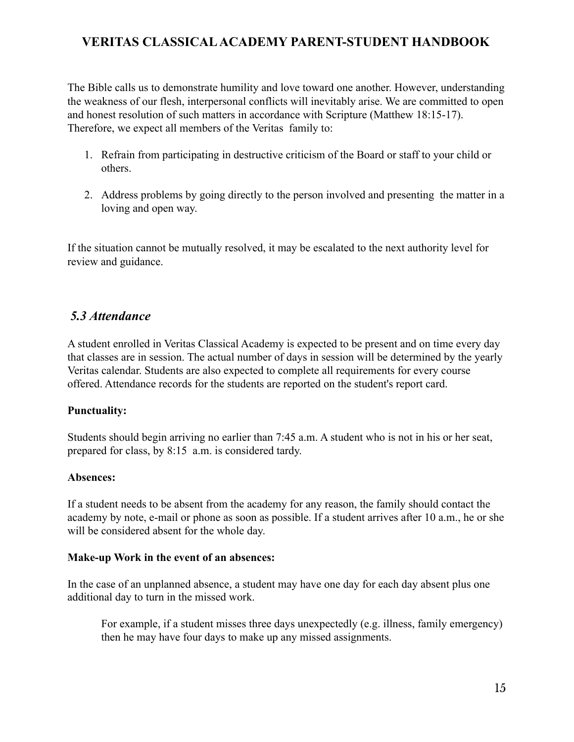The Bible calls us to demonstrate humility and love toward one another. However, understanding the weakness of our flesh, interpersonal conflicts will inevitably arise. We are committed to open and honest resolution of such matters in accordance with Scripture (Matthew 18:15-17). Therefore, we expect all members of the Veritas family to:

1. Refrain from participating in destructive criticism of the Board or staff to your child or others.
2. Address problems by going directly to the person involved and presenting the matter in a loving and open way.

If the situation cannot be mutually resolved, it may be escalated to the next authority level for review and guidance.

## *5.3 Attendance*

A student enrolled in Veritas Classical Academy is expected to be present and on time every day that classes are in session. The actual number of days in session will be determined by the yearly Veritas calendar. Students are also expected to complete all requirements for every course offered. Attendance records for the students are reported on the student's report card.

**Punctuality:**

Students should begin arriving no earlier than 7:45 a.m. A student who is not in his or her seat, prepared for class, by 8:15 a.m. is considered tardy.

**Absences:**

If a student needs to be absent from the academy for any reason, the family should contact the academy by note, e-mail or phone as soon as possible. If a student arrives after 10 a.m., he or she will be considered absent for the whole day.

**Make-up Work in the event of an absences:**

In the case of an unplanned absence, a student may have one day for each day absent plus one additional day to turn in the missed work.

> For example, if a student misses three days unexpectedly (e.g. illness, family emergency) then he may have four days to make up any missed assignments.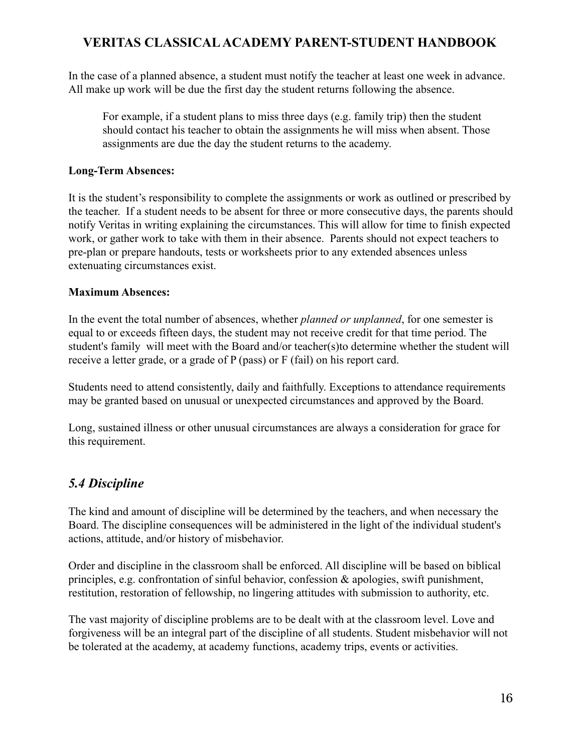In the case of a planned absence, a student must notify the teacher at least one week in advance. All make up work will be due the first day the student returns following the absence.

> For example, if a student plans to miss three days (e.g. family trip) then the student should contact his teacher to obtain the assignments he will miss when absent. Those assignments are due the day the student returns to the academy.

**Long-Term Absences:**

It is the student's responsibility to complete the assignments or work as outlined or prescribed by the teacher. If a student needs to be absent for three or more consecutive days, the parents should notify Veritas in writing explaining the circumstances. This will allow for time to finish expected work, or gather work to take with them in their absence. Parents should not expect teachers to pre-plan or prepare handouts, tests or worksheets prior to any extended absences unless extenuating circumstances exist.

**Maximum Absences:**

In the event the total number of absences, whether *planned or unplanned*, for one semester is equal to or exceeds fifteen days, the student may not receive credit for that time period. The student's family will meet with the Board and/or teacher(s)to determine whether the student will receive a letter grade, or a grade of P (pass) or F (fail) on his report card.

Students need to attend consistently, daily and faithfully. Exceptions to attendance requirements may be granted based on unusual or unexpected circumstances and approved by the Board.

Long, sustained illness or other unusual circumstances are always a consideration for grace for this requirement.

## *5.4 Discipline*

The kind and amount of discipline will be determined by the teachers, and when necessary the Board. The discipline consequences will be administered in the light of the individual student's actions, attitude, and/or history of misbehavior.

Order and discipline in the classroom shall be enforced. All discipline will be based on biblical principles, e.g. confrontation of sinful behavior, confession & apologies, swift punishment, restitution, restoration of fellowship, no lingering attitudes with submission to authority, etc.

The vast majority of discipline problems are to be dealt with at the classroom level. Love and forgiveness will be an integral part of the discipline of all students. Student misbehavior will not be tolerated at the academy, at academy functions, academy trips, events or activities.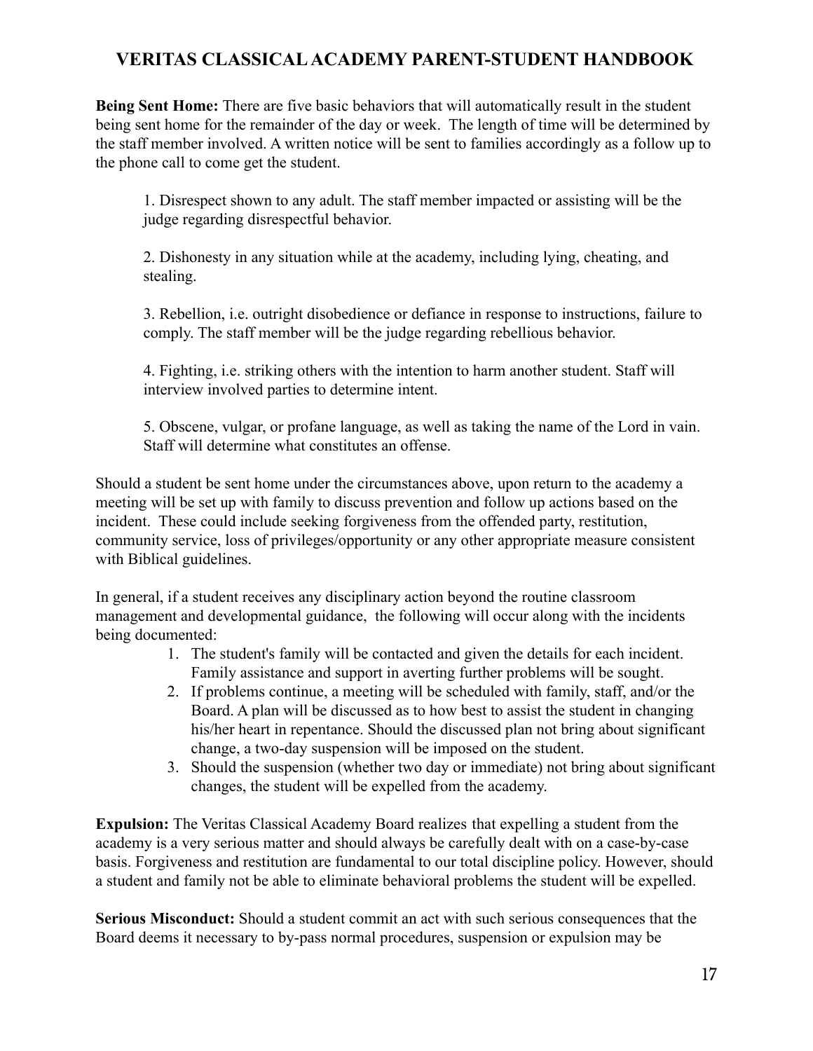**Being Sent Home:** There are five basic behaviors that will automatically result in the student being sent home for the remainder of the day or week. The length of time will be determined by the staff member involved. A written notice will be sent to families accordingly as a follow up to the phone call to come get the student.

1. Disrespect shown to any adult. The staff member impacted or assisting will be the judge regarding disrespectful behavior.

2. Dishonesty in any situation while at the academy, including lying, cheating, and stealing.

3. Rebellion, i.e. outright disobedience or defiance in response to instructions, failure to comply. The staff member will be the judge regarding rebellious behavior.

4. Fighting, i.e. striking others with the intention to harm another student. Staff will interview involved parties to determine intent.

5. Obscene, vulgar, or profane language, as well as taking the name of the Lord in vain. Staff will determine what constitutes an offense.

Should a student be sent home under the circumstances above, upon return to the academy a meeting will be set up with family to discuss prevention and follow up actions based on the incident. These could include seeking forgiveness from the offended party, restitution, community service, loss of privileges/opportunity or any other appropriate measure consistent with Biblical guidelines.

In general, if a student receives any disciplinary action beyond the routine classroom management and developmental guidance, the following will occur along with the incidents being documented:

1. The student's family will be contacted and given the details for each incident. Family assistance and support in averting further problems will be sought.
2. If problems continue, a meeting will be scheduled with family, staff, and/or the Board. A plan will be discussed as to how best to assist the student in changing his/her heart in repentance. Should the discussed plan not bring about significant change, a two-day suspension will be imposed on the student.
3. Should the suspension (whether two day or immediate) not bring about significant changes, the student will be expelled from the academy.

**Expulsion:** The Veritas Classical Academy Board realizes that expelling a student from the academy is a very serious matter and should always be carefully dealt with on a case-by-case basis. Forgiveness and restitution are fundamental to our total discipline policy. However, should a student and family not be able to eliminate behavioral problems the student will be expelled.

**Serious Misconduct:** Should a student commit an act with such serious consequences that the Board deems it necessary to by-pass normal procedures, suspension or expulsion may be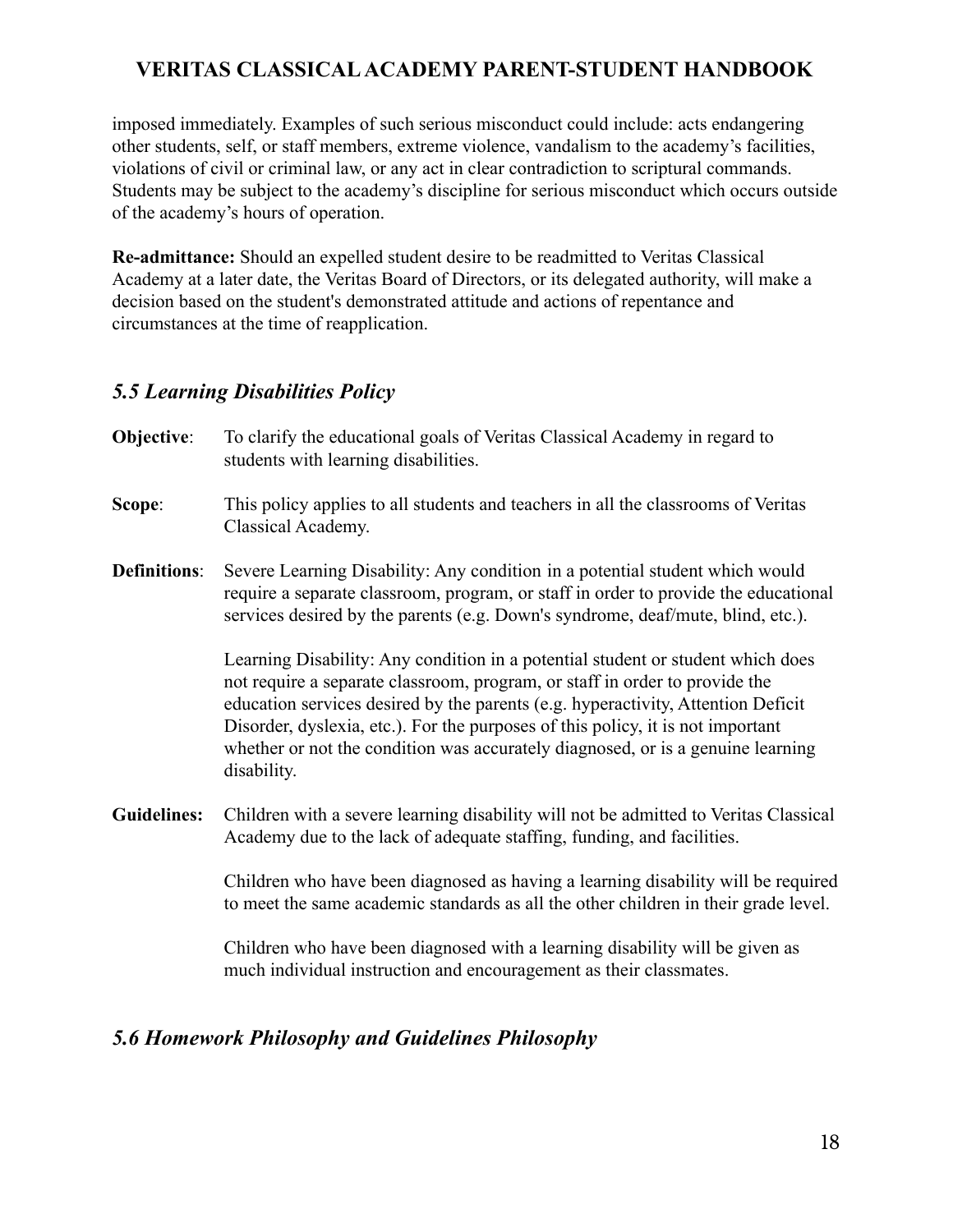imposed immediately. Examples of such serious misconduct could include: acts endangering other students, self, or staff members, extreme violence, vandalism to the academy's facilities, violations of civil or criminal law, or any act in clear contradiction to scriptural commands. Students may be subject to the academy's discipline for serious misconduct which occurs outside of the academy's hours of operation.

**Re-admittance:** Should an expelled student desire to be readmitted to Veritas Classical Academy at a later date, the Veritas Board of Directors, or its delegated authority, will make a decision based on the student's demonstrated attitude and actions of repentance and circumstances at the time of reapplication.

## *5.5 Learning Disabilities Policy*

**Objective**: To clarify the educational goals of Veritas Classical Academy in regard to students with learning disabilities.

**Scope**: This policy applies to all students and teachers in all the classrooms of Veritas Classical Academy.

**Definitions**: Severe Learning Disability: Any condition in a potential student which would require a separate classroom, program, or staff in order to provide the educational services desired by the parents (e.g. Down's syndrome, deaf/mute, blind, etc.).

Learning Disability: Any condition in a potential student or student which does not require a separate classroom, program, or staff in order to provide the education services desired by the parents (e.g. hyperactivity, Attention Deficit Disorder, dyslexia, etc.). For the purposes of this policy, it is not important whether or not the condition was accurately diagnosed, or is a genuine learning disability.

**Guidelines:** Children with a severe learning disability will not be admitted to Veritas Classical Academy due to the lack of adequate staffing, funding, and facilities.

Children who have been diagnosed as having a learning disability will be required to meet the same academic standards as all the other children in their grade level.

Children who have been diagnosed with a learning disability will be given as much individual instruction and encouragement as their classmates.

## *5.6 Homework Philosophy and Guidelines Philosophy*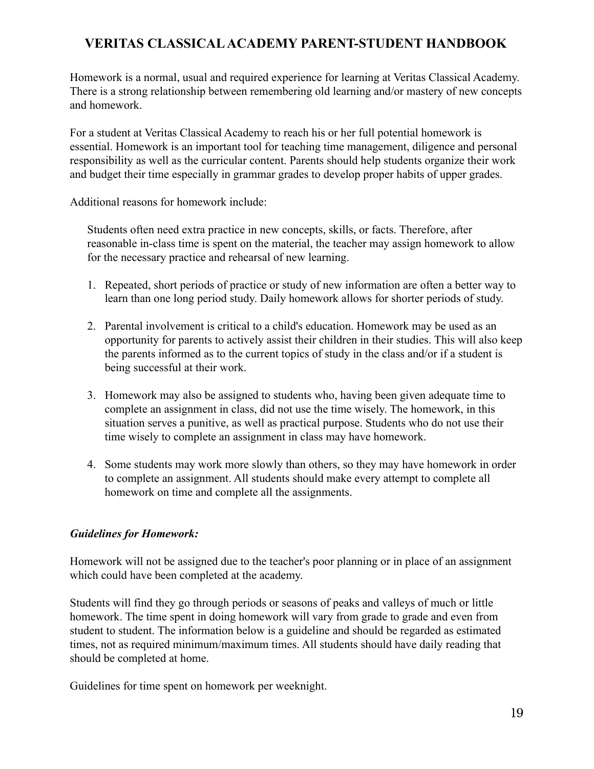Homework is a normal, usual and required experience for learning at Veritas Classical Academy. There is a strong relationship between remembering old learning and/or mastery of new concepts and homework.

For a student at Veritas Classical Academy to reach his or her full potential homework is essential. Homework is an important tool for teaching time management, diligence and personal responsibility as well as the curricular content. Parents should help students organize their work and budget their time especially in grammar grades to develop proper habits of upper grades.

Additional reasons for homework include:

Students often need extra practice in new concepts, skills, or facts. Therefore, after reasonable in-class time is spent on the material, the teacher may assign homework to allow for the necessary practice and rehearsal of new learning.

1. Repeated, short periods of practice or study of new information are often a better way to learn than one long period study. Daily homework allows for shorter periods of study.

2. Parental involvement is critical to a child's education. Homework may be used as an opportunity for parents to actively assist their children in their studies. This will also keep the parents informed as to the current topics of study in the class and/or if a student is being successful at their work.

3. Homework may also be assigned to students who, having been given adequate time to complete an assignment in class, did not use the time wisely. The homework, in this situation serves a punitive, as well as practical purpose. Students who do not use their time wisely to complete an assignment in class may have homework.

4. Some students may work more slowly than others, so they may have homework in order to complete an assignment. All students should make every attempt to complete all homework on time and complete all the assignments.

***Guidelines for Homework:***

Homework will not be assigned due to the teacher's poor planning or in place of an assignment which could have been completed at the academy.

Students will find they go through periods or seasons of peaks and valleys of much or little homework. The time spent in doing homework will vary from grade to grade and even from student to student. The information below is a guideline and should be regarded as estimated times, not as required minimum/maximum times. All students should have daily reading that should be completed at home.

Guidelines for time spent on homework per weeknight.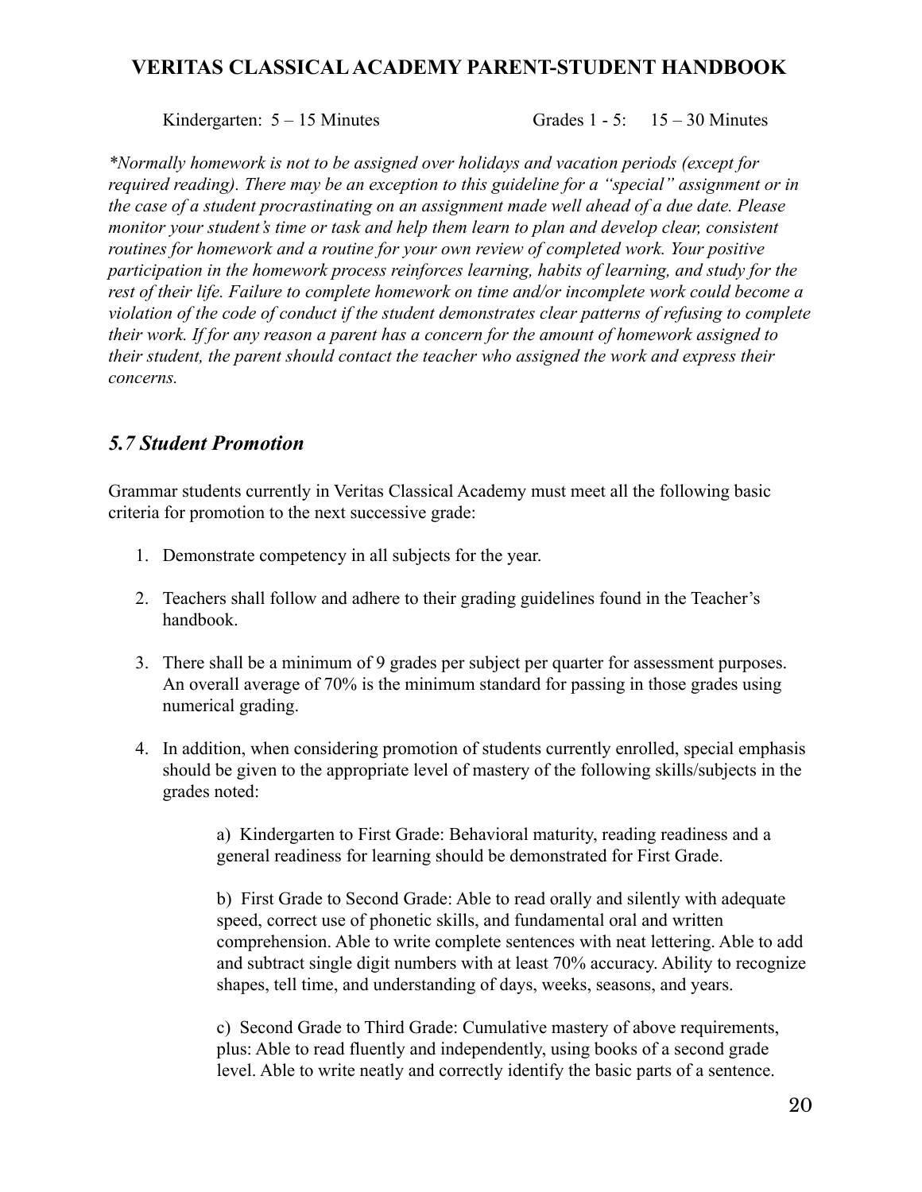Kindergarten: 5 – 15 Minutes Grades 1 - 5: 15 – 30 Minutes

*\*Normally homework is not to be assigned over holidays and vacation periods (except for required reading). There may be an exception to this guideline for a "special" assignment or in the case of a student procrastinating on an assignment made well ahead of a due date. Please monitor your student's time or task and help them learn to plan and develop clear, consistent routines for homework and a routine for your own review of completed work. Your positive participation in the homework process reinforces learning, habits of learning, and study for the rest of their life. Failure to complete homework on time and/or incomplete work could become a violation of the code of conduct if the student demonstrates clear patterns of refusing to complete their work. If for any reason a parent has a concern for the amount of homework assigned to their student, the parent should contact the teacher who assigned the work and express their concerns.*

### *5.7 Student Promotion*

Grammar students currently in Veritas Classical Academy must meet all the following basic criteria for promotion to the next successive grade:

1. Demonstrate competency in all subjects for the year.
2. Teachers shall follow and adhere to their grading guidelines found in the Teacher's handbook.
3. There shall be a minimum of 9 grades per subject per quarter for assessment purposes. An overall average of 70% is the minimum standard for passing in those grades using numerical grading.
4. In addition, when considering promotion of students currently enrolled, special emphasis should be given to the appropriate level of mastery of the following skills/subjects in the grades noted:

    a) Kindergarten to First Grade: Behavioral maturity, reading readiness and a general readiness for learning should be demonstrated for First Grade.

    b) First Grade to Second Grade: Able to read orally and silently with adequate speed, correct use of phonetic skills, and fundamental oral and written comprehension. Able to write complete sentences with neat lettering. Able to add and subtract single digit numbers with at least 70% accuracy. Ability to recognize shapes, tell time, and understanding of days, weeks, seasons, and years.

    c) Second Grade to Third Grade: Cumulative mastery of above requirements, plus: Able to read fluently and independently, using books of a second grade level. Able to write neatly and correctly identify the basic parts of a sentence.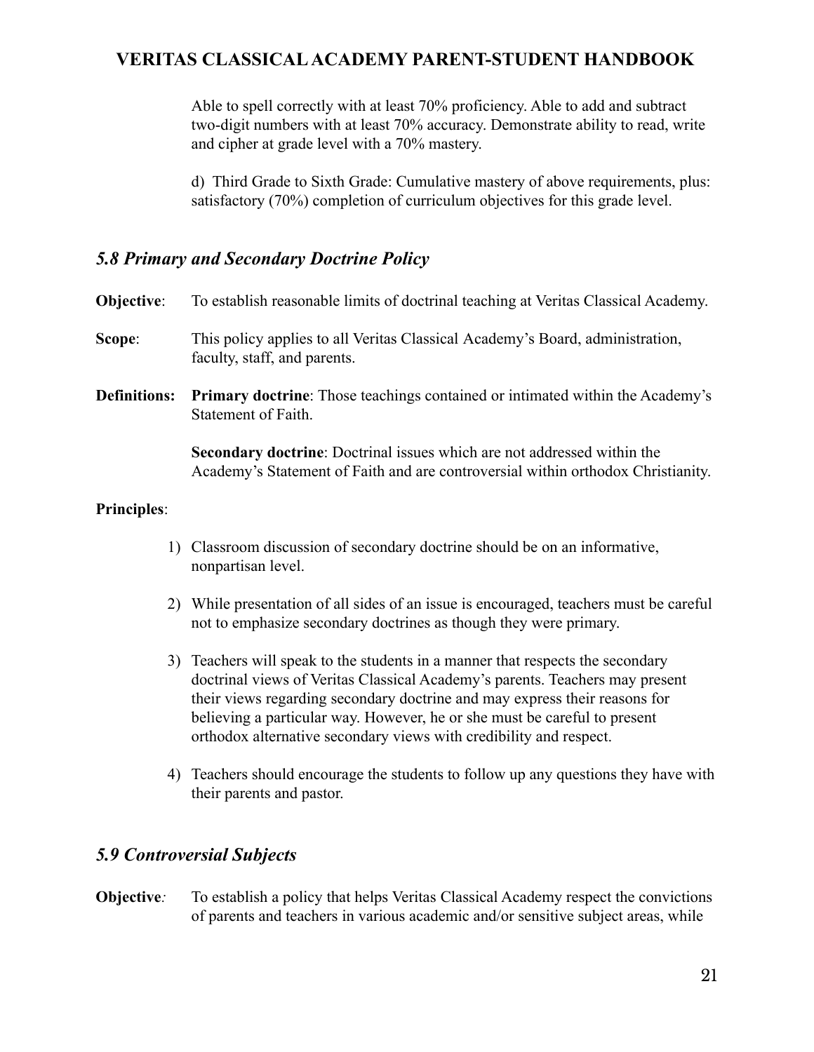Able to spell correctly with at least 70% proficiency. Able to add and subtract two-digit numbers with at least 70% accuracy. Demonstrate ability to read, write and cipher at grade level with a 70% mastery.

d) Third Grade to Sixth Grade: Cumulative mastery of above requirements, plus: satisfactory (70%) completion of curriculum objectives for this grade level.

### *5.8 Primary and Secondary Doctrine Policy*

**Objective**: To establish reasonable limits of doctrinal teaching at Veritas Classical Academy.

**Scope**: This policy applies to all Veritas Classical Academy's Board, administration, faculty, staff, and parents.

**Definitions:** **Primary doctrine**: Those teachings contained or intimated within the Academy's Statement of Faith.

**Secondary doctrine**: Doctrinal issues which are not addressed within the Academy's Statement of Faith and are controversial within orthodox Christianity.

**Principles**:

1) Classroom discussion of secondary doctrine should be on an informative, nonpartisan level.
2) While presentation of all sides of an issue is encouraged, teachers must be careful not to emphasize secondary doctrines as though they were primary.
3) Teachers will speak to the students in a manner that respects the secondary doctrinal views of Veritas Classical Academy's parents. Teachers may present their views regarding secondary doctrine and may express their reasons for believing a particular way. However, he or she must be careful to present orthodox alternative secondary views with credibility and respect.
4) Teachers should encourage the students to follow up any questions they have with their parents and pastor.

### *5.9 Controversial Subjects*

**Objective**: To establish a policy that helps Veritas Classical Academy respect the convictions of parents and teachers in various academic and/or sensitive subject areas, while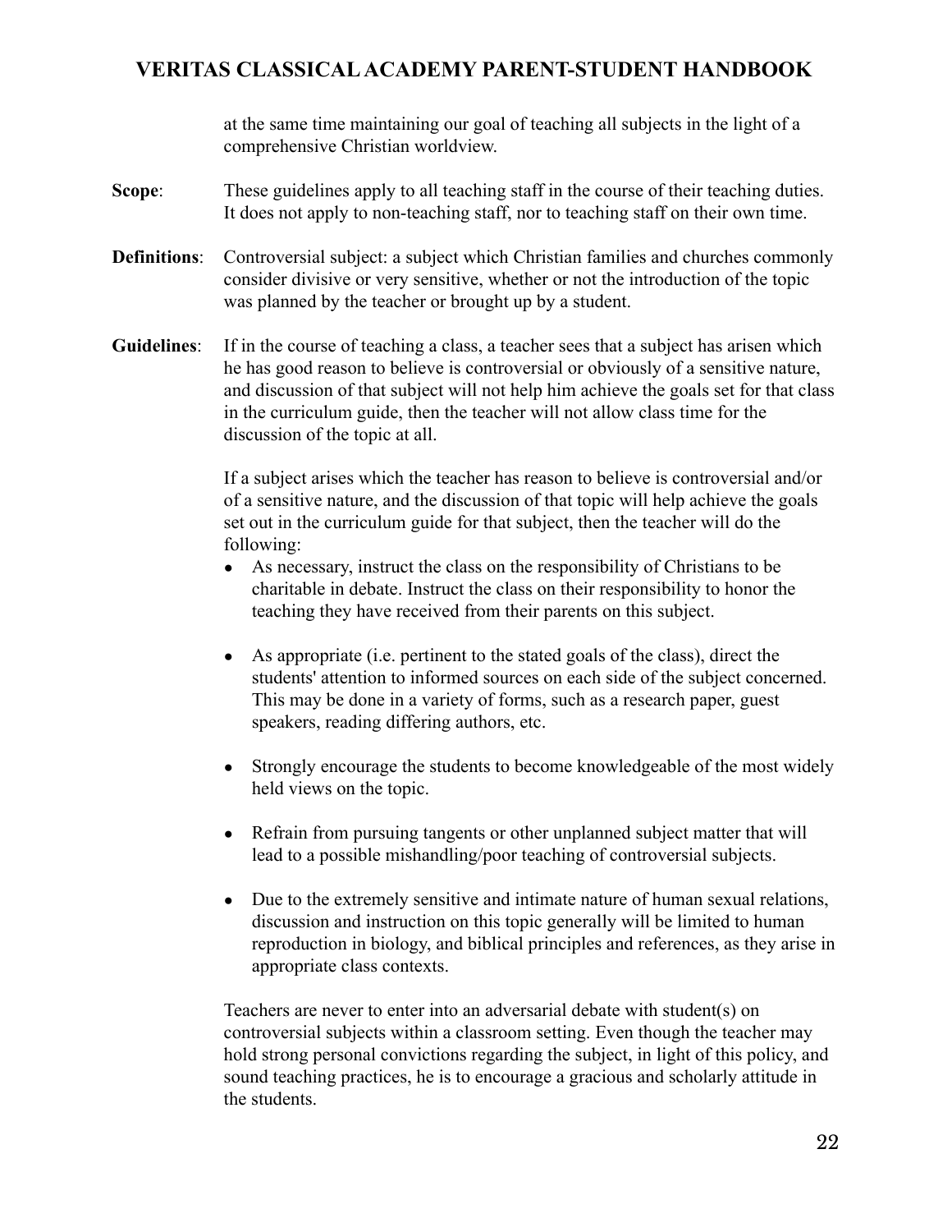at the same time maintaining our goal of teaching all subjects in the light of a comprehensive Christian worldview.

**Scope**: These guidelines apply to all teaching staff in the course of their teaching duties. It does not apply to non-teaching staff, nor to teaching staff on their own time.

**Definitions**: Controversial subject: a subject which Christian families and churches commonly consider divisive or very sensitive, whether or not the introduction of the topic was planned by the teacher or brought up by a student.

**Guidelines**: If in the course of teaching a class, a teacher sees that a subject has arisen which he has good reason to believe is controversial or obviously of a sensitive nature, and discussion of that subject will not help him achieve the goals set for that class in the curriculum guide, then the teacher will not allow class time for the discussion of the topic at all.

If a subject arises which the teacher has reason to believe is controversial and/or of a sensitive nature, and the discussion of that topic will help achieve the goals set out in the curriculum guide for that subject, then the teacher will do the following:

- As necessary, instruct the class on the responsibility of Christians to be charitable in debate. Instruct the class on their responsibility to honor the teaching they have received from their parents on this subject.
- As appropriate (i.e. pertinent to the stated goals of the class), direct the students' attention to informed sources on each side of the subject concerned. This may be done in a variety of forms, such as a research paper, guest speakers, reading differing authors, etc.
- Strongly encourage the students to become knowledgeable of the most widely held views on the topic.
- Refrain from pursuing tangents or other unplanned subject matter that will lead to a possible mishandling/poor teaching of controversial subjects.
- Due to the extremely sensitive and intimate nature of human sexual relations, discussion and instruction on this topic generally will be limited to human reproduction in biology, and biblical principles and references, as they arise in appropriate class contexts.

Teachers are never to enter into an adversarial debate with student(s) on controversial subjects within a classroom setting. Even though the teacher may hold strong personal convictions regarding the subject, in light of this policy, and sound teaching practices, he is to encourage a gracious and scholarly attitude in the students.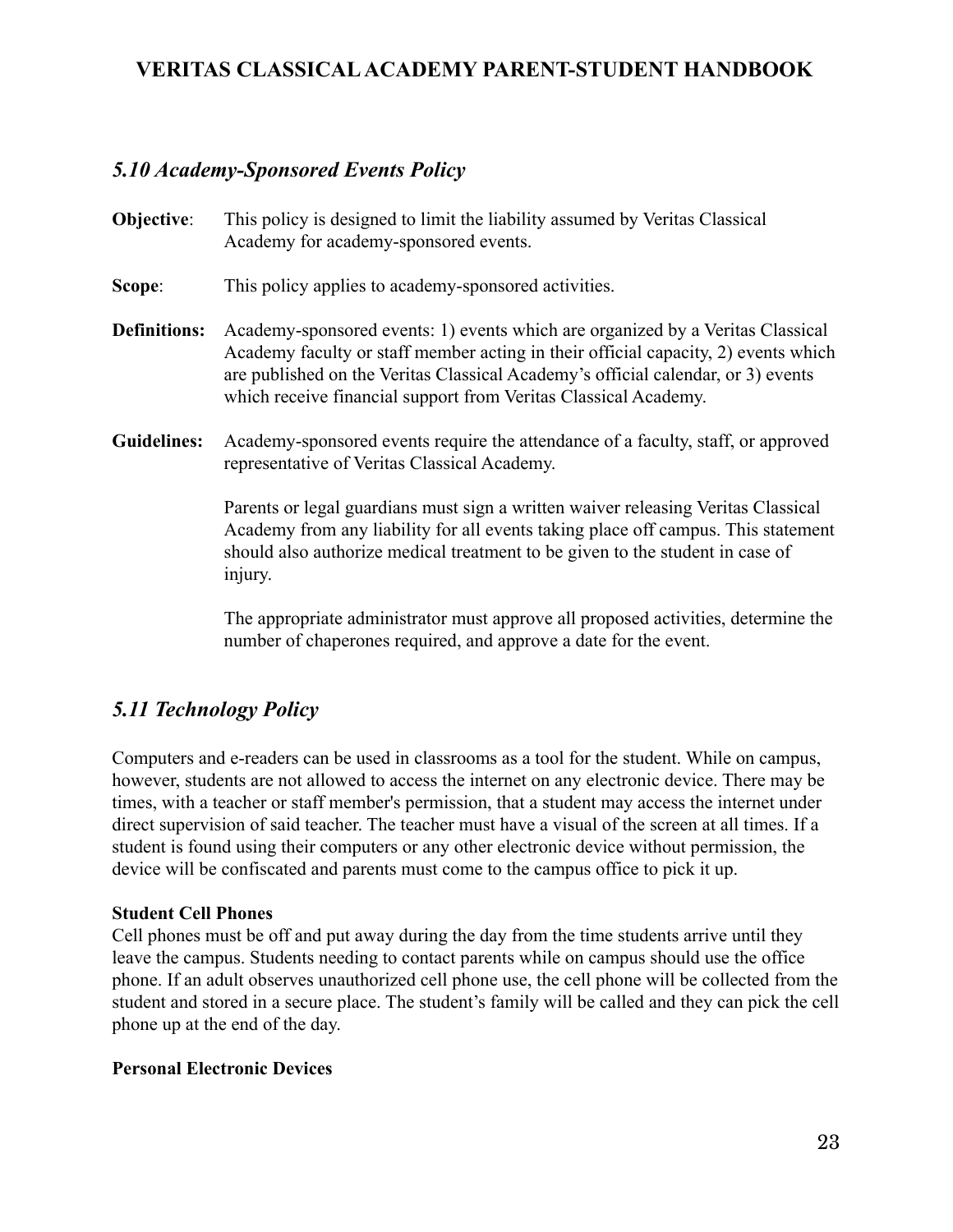## *5.10 Academy-Sponsored Events Policy*

**Objective**: This policy is designed to limit the liability assumed by Veritas Classical Academy for academy-sponsored events.

**Scope**: This policy applies to academy-sponsored activities.

**Definitions:** Academy-sponsored events: 1) events which are organized by a Veritas Classical Academy faculty or staff member acting in their official capacity, 2) events which are published on the Veritas Classical Academy's official calendar, or 3) events which receive financial support from Veritas Classical Academy.

**Guidelines:** Academy-sponsored events require the attendance of a faculty, staff, or approved representative of Veritas Classical Academy.

Parents or legal guardians must sign a written waiver releasing Veritas Classical Academy from any liability for all events taking place off campus. This statement should also authorize medical treatment to be given to the student in case of injury.

The appropriate administrator must approve all proposed activities, determine the number of chaperones required, and approve a date for the event.

## *5.11 Technology Policy*

Computers and e-readers can be used in classrooms as a tool for the student. While on campus, however, students are not allowed to access the internet on any electronic device. There may be times, with a teacher or staff member's permission, that a student may access the internet under direct supervision of said teacher. The teacher must have a visual of the screen at all times. If a student is found using their computers or any other electronic device without permission, the device will be confiscated and parents must come to the campus office to pick it up.

**Student Cell Phones**

Cell phones must be off and put away during the day from the time students arrive until they leave the campus. Students needing to contact parents while on campus should use the office phone. If an adult observes unauthorized cell phone use, the cell phone will be collected from the student and stored in a secure place. The student's family will be called and they can pick the cell phone up at the end of the day.

**Personal Electronic Devices**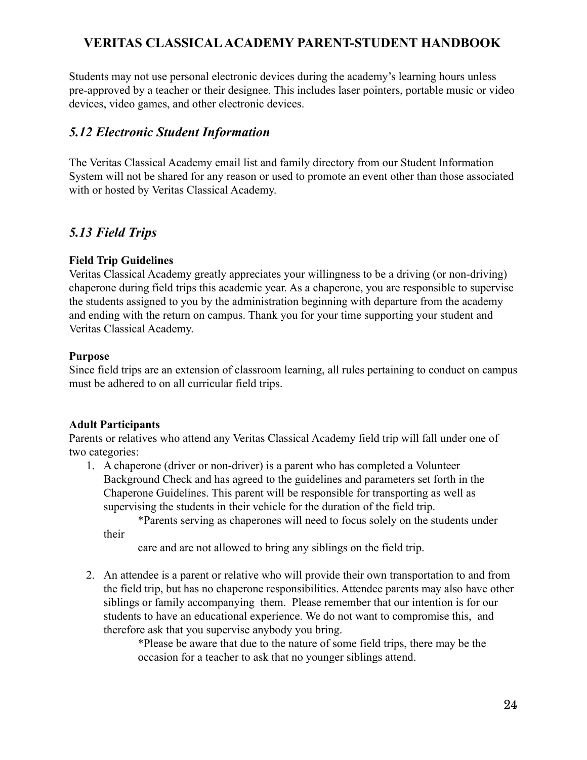Students may not use personal electronic devices during the academy's learning hours unless pre-approved by a teacher or their designee. This includes laser pointers, portable music or video devices, video games, and other electronic devices.

## *5.12 Electronic Student Information*

The Veritas Classical Academy email list and family directory from our Student Information System will not be shared for any reason or used to promote an event other than those associated with or hosted by Veritas Classical Academy.

## *5.13 Field Trips*

**Field Trip Guidelines**
Veritas Classical Academy greatly appreciates your willingness to be a driving (or non-driving) chaperone during field trips this academic year. As a chaperone, you are responsible to supervise the students assigned to you by the administration beginning with departure from the academy and ending with the return on campus. Thank you for your time supporting your student and Veritas Classical Academy.

**Purpose**
Since field trips are an extension of classroom learning, all rules pertaining to conduct on campus must be adhered to on all curricular field trips.

**Adult Participants**
Parents or relatives who attend any Veritas Classical Academy field trip will fall under one of two categories:

1. A chaperone (driver or non-driver) is a parent who has completed a Volunteer Background Check and has agreed to the guidelines and parameters set forth in the Chaperone Guidelines. This parent will be responsible for transporting as well as supervising the students in their vehicle for the duration of the field trip.

   *Parents serving as chaperones will need to focus solely on the students under their care and are not allowed to bring any siblings on the field trip.

2. An attendee is a parent or relative who will provide their own transportation to and from the field trip, but has no chaperone responsibilities. Attendee parents may also have other siblings or family accompanying them. Please remember that our intention is for our students to have an educational experience. We do not want to compromise this, and therefore ask that you supervise anybody you bring.

   *Please be aware that due to the nature of some field trips, there may be the occasion for a teacher to ask that no younger siblings attend.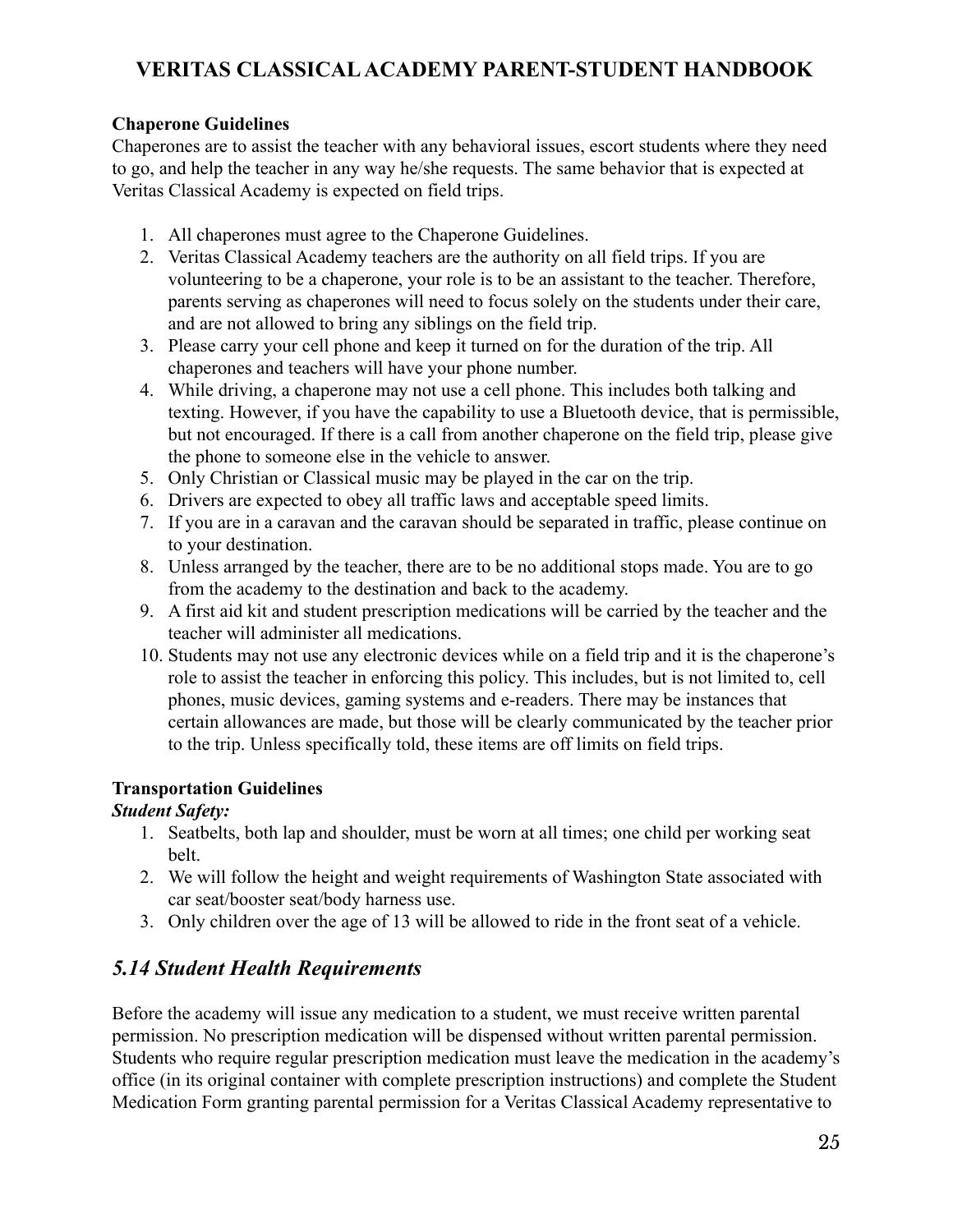### Chaperone Guidelines

Chaperones are to assist the teacher with any behavioral issues, escort students where they need to go, and help the teacher in any way he/she requests. The same behavior that is expected at Veritas Classical Academy is expected on field trips.

1. All chaperones must agree to the Chaperone Guidelines.
2. Veritas Classical Academy teachers are the authority on all field trips. If you are volunteering to be a chaperone, your role is to be an assistant to the teacher. Therefore, parents serving as chaperones will need to focus solely on the students under their care, and are not allowed to bring any siblings on the field trip.
3. Please carry your cell phone and keep it turned on for the duration of the trip. All chaperones and teachers will have your phone number.
4. While driving, a chaperone may not use a cell phone. This includes both talking and texting. However, if you have the capability to use a Bluetooth device, that is permissible, but not encouraged. If there is a call from another chaperone on the field trip, please give the phone to someone else in the vehicle to answer.
5. Only Christian or Classical music may be played in the car on the trip.
6. Drivers are expected to obey all traffic laws and acceptable speed limits.
7. If you are in a caravan and the caravan should be separated in traffic, please continue on to your destination.
8. Unless arranged by the teacher, there are to be no additional stops made. You are to go from the academy to the destination and back to the academy.
9. A first aid kit and student prescription medications will be carried by the teacher and the teacher will administer all medications.
10. Students may not use any electronic devices while on a field trip and it is the chaperone's role to assist the teacher in enforcing this policy. This includes, but is not limited to, cell phones, music devices, gaming systems and e-readers. There may be instances that certain allowances are made, but those will be clearly communicated by the teacher prior to the trip. Unless specifically told, these items are off limits on field trips.

### Transportation Guidelines

***Student Safety:***

1. Seatbelts, both lap and shoulder, must be worn at all times; one child per working seat belt.
2. We will follow the height and weight requirements of Washington State associated with car seat/booster seat/body harness use.
3. Only children over the age of 13 will be allowed to ride in the front seat of a vehicle.

## *5.14 Student Health Requirements*

Before the academy will issue any medication to a student, we must receive written parental permission. No prescription medication will be dispensed without written parental permission. Students who require regular prescription medication must leave the medication in the academy's office (in its original container with complete prescription instructions) and complete the Student Medication Form granting parental permission for a Veritas Classical Academy representative to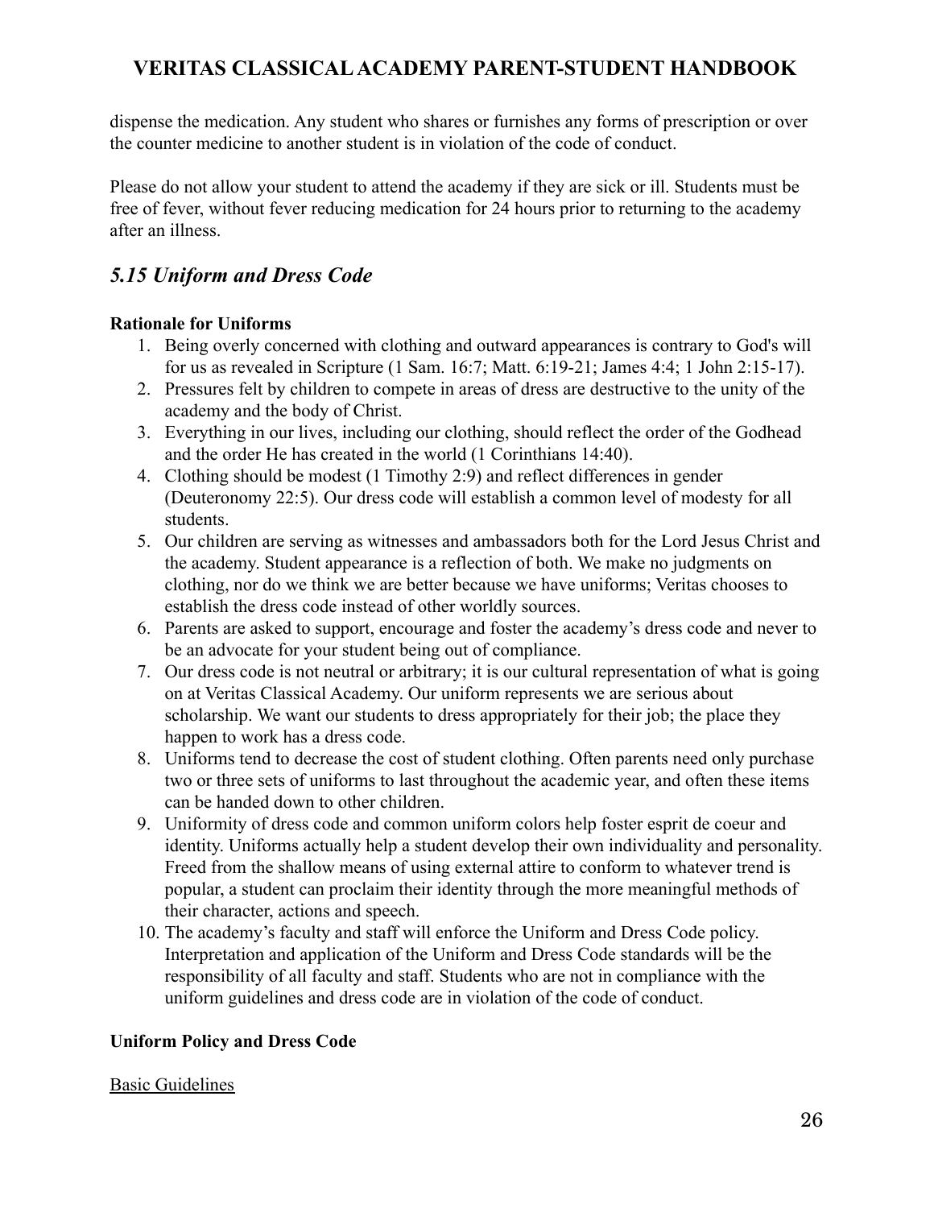dispense the medication. Any student who shares or furnishes any forms of prescription or over the counter medicine to another student is in violation of the code of conduct.

Please do not allow your student to attend the academy if they are sick or ill. Students must be free of fever, without fever reducing medication for 24 hours prior to returning to the academy after an illness.

## *5.15 Uniform and Dress Code*

**Rationale for Uniforms**

1. Being overly concerned with clothing and outward appearances is contrary to God's will for us as revealed in Scripture (1 Sam. 16:7; Matt. 6:19-21; James 4:4; 1 John 2:15-17).
2. Pressures felt by children to compete in areas of dress are destructive to the unity of the academy and the body of Christ.
3. Everything in our lives, including our clothing, should reflect the order of the Godhead and the order He has created in the world (1 Corinthians 14:40).
4. Clothing should be modest (1 Timothy 2:9) and reflect differences in gender (Deuteronomy 22:5). Our dress code will establish a common level of modesty for all students.
5. Our children are serving as witnesses and ambassadors both for the Lord Jesus Christ and the academy. Student appearance is a reflection of both. We make no judgments on clothing, nor do we think we are better because we have uniforms; Veritas chooses to establish the dress code instead of other worldly sources.
6. Parents are asked to support, encourage and foster the academy's dress code and never to be an advocate for your student being out of compliance.
7. Our dress code is not neutral or arbitrary; it is our cultural representation of what is going on at Veritas Classical Academy. Our uniform represents we are serious about scholarship. We want our students to dress appropriately for their job; the place they happen to work has a dress code.
8. Uniforms tend to decrease the cost of student clothing. Often parents need only purchase two or three sets of uniforms to last throughout the academic year, and often these items can be handed down to other children.
9. Uniformity of dress code and common uniform colors help foster esprit de coeur and identity. Uniforms actually help a student develop their own individuality and personality. Freed from the shallow means of using external attire to conform to whatever trend is popular, a student can proclaim their identity through the more meaningful methods of their character, actions and speech.
10. The academy's faculty and staff will enforce the Uniform and Dress Code policy. Interpretation and application of the Uniform and Dress Code standards will be the responsibility of all faculty and staff. Students who are not in compliance with the uniform guidelines and dress code are in violation of the code of conduct.

**Uniform Policy and Dress Code**

<u>Basic Guidelines</u>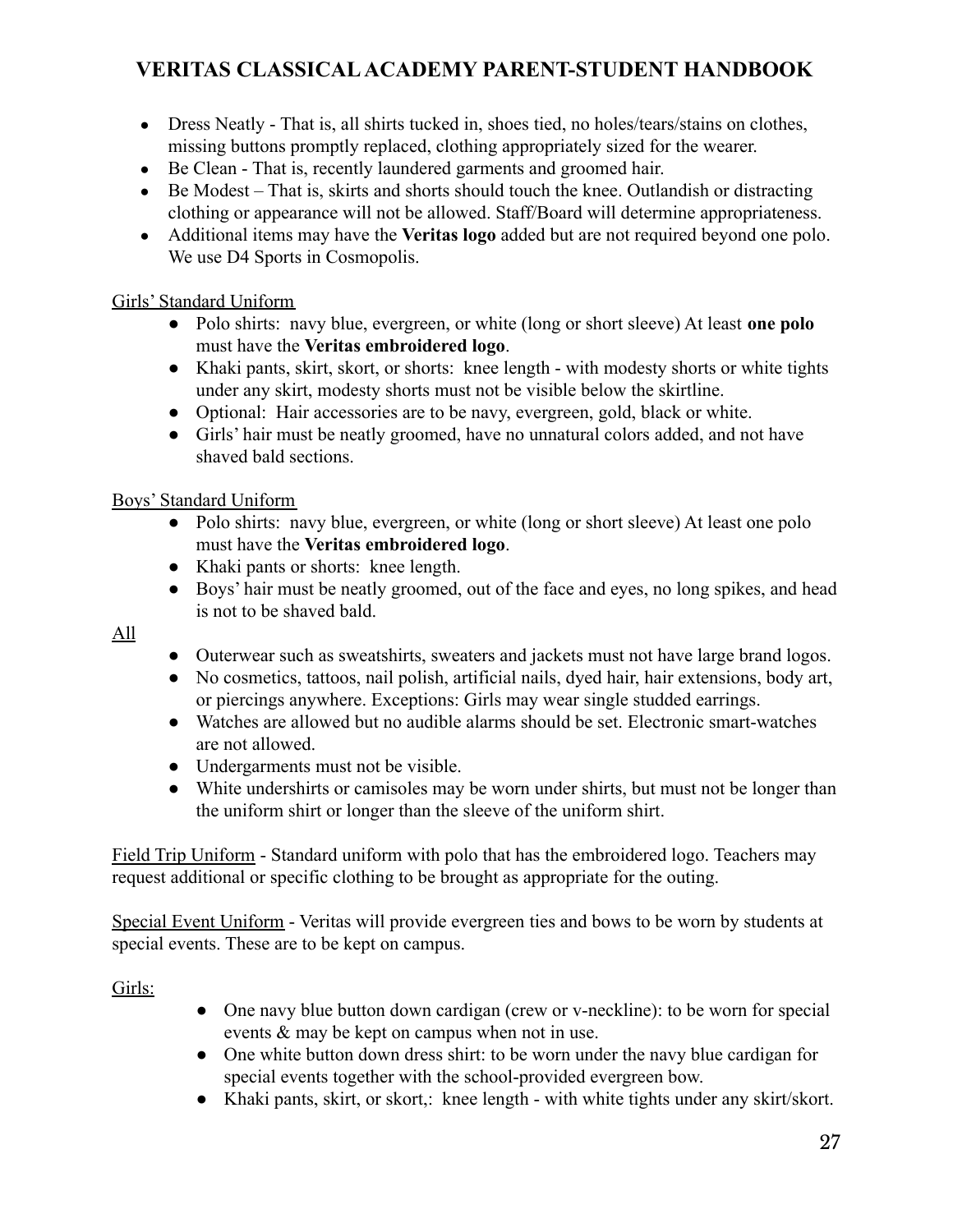- Dress Neatly - That is, all shirts tucked in, shoes tied, no holes/tears/stains on clothes, missing buttons promptly replaced, clothing appropriately sized for the wearer.
- Be Clean - That is, recently laundered garments and groomed hair.
- Be Modest – That is, skirts and shorts should touch the knee. Outlandish or distracting clothing or appearance will not be allowed. Staff/Board will determine appropriateness.
- Additional items may have the **Veritas logo** added but are not required beyond one polo. We use D4 Sports in Cosmopolis.

<u>Girls' Standard Uniform</u>

- Polo shirts: navy blue, evergreen, or white (long or short sleeve) At least **one polo** must have the **Veritas embroidered logo**.
- Khaki pants, skirt, skort, or shorts: knee length - with modesty shorts or white tights under any skirt, modesty shorts must not be visible below the skirtline.
- Optional: Hair accessories are to be navy, evergreen, gold, black or white.
- Girls' hair must be neatly groomed, have no unnatural colors added, and not have shaved bald sections.

<u>Boys' Standard Uniform</u>

- Polo shirts: navy blue, evergreen, or white (long or short sleeve) At least one polo must have the **Veritas embroidered logo**.
- Khaki pants or shorts: knee length.
- Boys' hair must be neatly groomed, out of the face and eyes, no long spikes, and head is not to be shaved bald.

<u>All</u>

- Outerwear such as sweatshirts, sweaters and jackets must not have large brand logos.
- No cosmetics, tattoos, nail polish, artificial nails, dyed hair, hair extensions, body art, or piercings anywhere. Exceptions: Girls may wear single studded earrings.
- Watches are allowed but no audible alarms should be set. Electronic smart-watches are not allowed.
- Undergarments must not be visible.
- White undershirts or camisoles may be worn under shirts, but must not be longer than the uniform shirt or longer than the sleeve of the uniform shirt.

<u>Field Trip Uniform</u> - Standard uniform with polo that has the embroidered logo. Teachers may request additional or specific clothing to be brought as appropriate for the outing.

<u>Special Event Uniform</u> - Veritas will provide evergreen ties and bows to be worn by students at special events. These are to be kept on campus.

<u>Girls:</u>

- One navy blue button down cardigan (crew or v-neckline): to be worn for special events & may be kept on campus when not in use.
- One white button down dress shirt: to be worn under the navy blue cardigan for special events together with the school-provided evergreen bow.
- Khaki pants, skirt, or skort,: knee length - with white tights under any skirt/skort.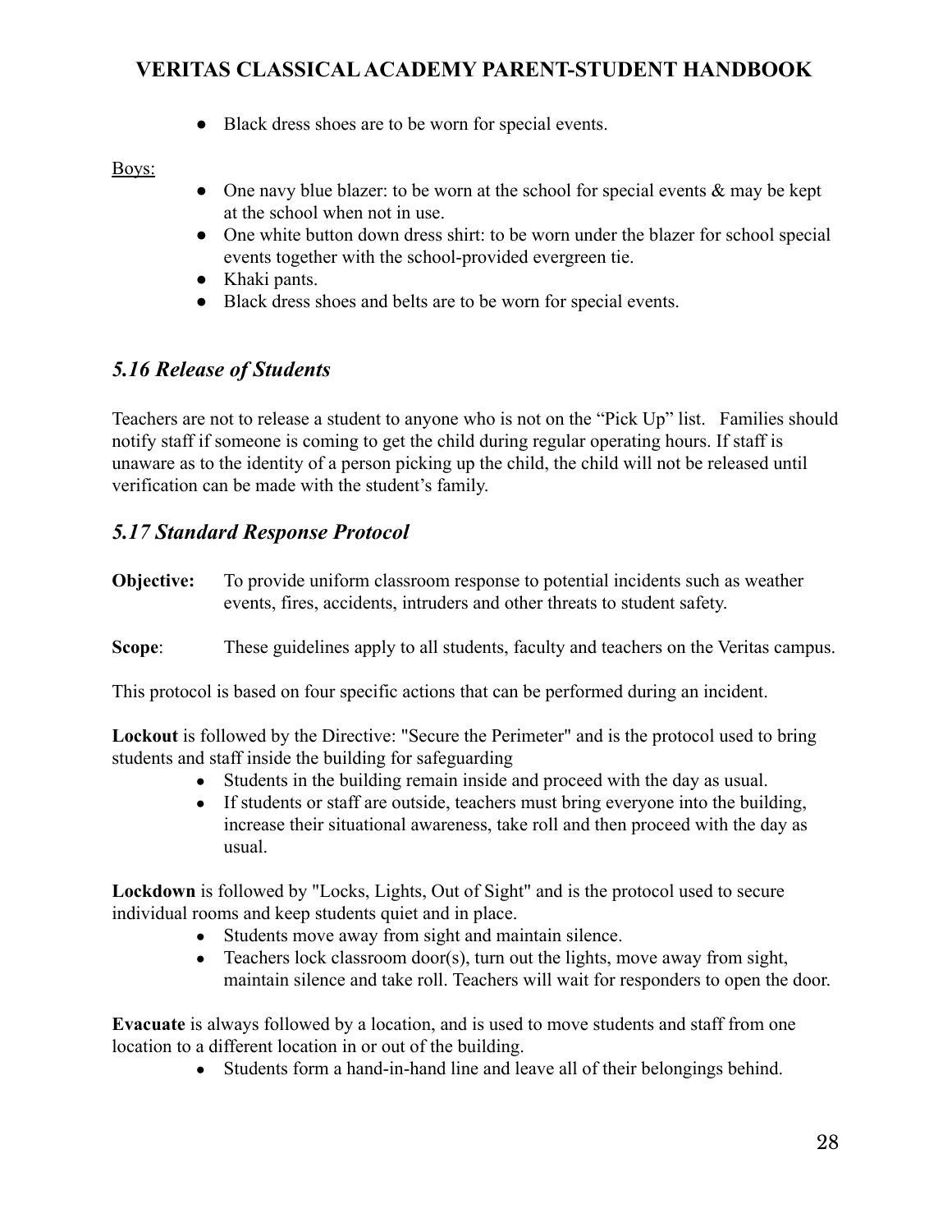- Black dress shoes are to be worn for special events.

Boys:

- One navy blue blazer: to be worn at the school for special events & may be kept at the school when not in use.
- One white button down dress shirt: to be worn under the blazer for school special events together with the school-provided evergreen tie.
- Khaki pants.
- Black dress shoes and belts are to be worn for special events.

## *5.16 Release of Students*

Teachers are not to release a student to anyone who is not on the "Pick Up" list. Families should notify staff if someone is coming to get the child during regular operating hours. If staff is unaware as to the identity of a person picking up the child, the child will not be released until verification can be made with the student's family.

## *5.17 Standard Response Protocol*

**Objective:** To provide uniform classroom response to potential incidents such as weather events, fires, accidents, intruders and other threats to student safety.

**Scope**: These guidelines apply to all students, faculty and teachers on the Veritas campus.

This protocol is based on four specific actions that can be performed during an incident.

**Lockout** is followed by the Directive: "Secure the Perimeter" and is the protocol used to bring students and staff inside the building for safeguarding

- Students in the building remain inside and proceed with the day as usual.
- If students or staff are outside, teachers must bring everyone into the building, increase their situational awareness, take roll and then proceed with the day as usual.

**Lockdown** is followed by "Locks, Lights, Out of Sight" and is the protocol used to secure individual rooms and keep students quiet and in place.

- Students move away from sight and maintain silence.
- Teachers lock classroom door(s), turn out the lights, move away from sight, maintain silence and take roll. Teachers will wait for responders to open the door.

**Evacuate** is always followed by a location, and is used to move students and staff from one location to a different location in or out of the building.

- Students form a hand-in-hand line and leave all of their belongings behind.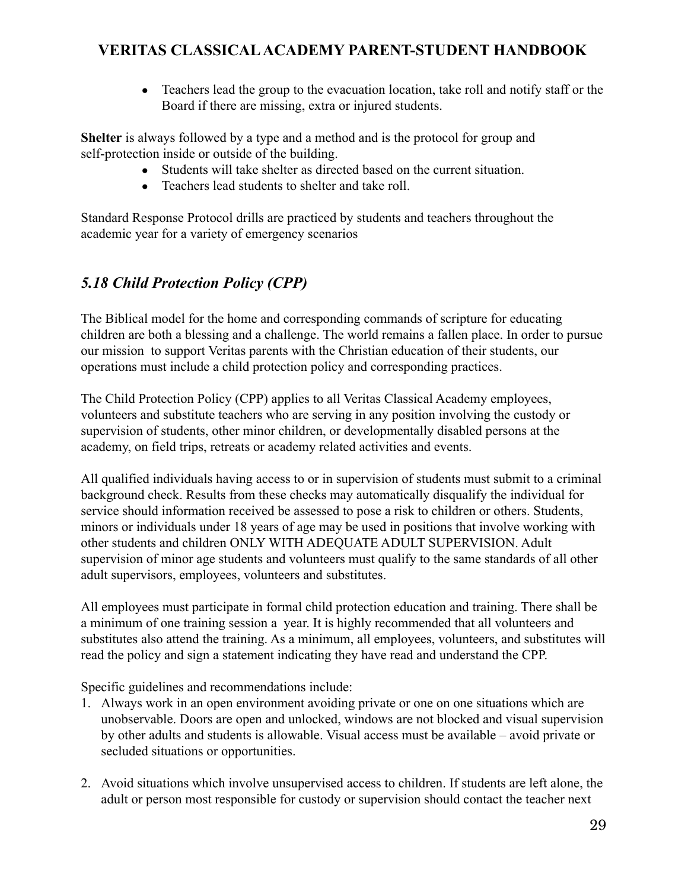- Teachers lead the group to the evacuation location, take roll and notify staff or the Board if there are missing, extra or injured students.

**Shelter** is always followed by a type and a method and is the protocol for group and self-protection inside or outside of the building.

- Students will take shelter as directed based on the current situation.
- Teachers lead students to shelter and take roll.

Standard Response Protocol drills are practiced by students and teachers throughout the academic year for a variety of emergency scenarios

## *5.18 Child Protection Policy (CPP)*

The Biblical model for the home and corresponding commands of scripture for educating children are both a blessing and a challenge. The world remains a fallen place. In order to pursue our mission to support Veritas parents with the Christian education of their students, our operations must include a child protection policy and corresponding practices.

The Child Protection Policy (CPP) applies to all Veritas Classical Academy employees, volunteers and substitute teachers who are serving in any position involving the custody or supervision of students, other minor children, or developmentally disabled persons at the academy, on field trips, retreats or academy related activities and events.

All qualified individuals having access to or in supervision of students must submit to a criminal background check. Results from these checks may automatically disqualify the individual for service should information received be assessed to pose a risk to children or others. Students, minors or individuals under 18 years of age may be used in positions that involve working with other students and children ONLY WITH ADEQUATE ADULT SUPERVISION. Adult supervision of minor age students and volunteers must qualify to the same standards of all other adult supervisors, employees, volunteers and substitutes.

All employees must participate in formal child protection education and training. There shall be a minimum of one training session a year. It is highly recommended that all volunteers and substitutes also attend the training. As a minimum, all employees, volunteers, and substitutes will read the policy and sign a statement indicating they have read and understand the CPP.

Specific guidelines and recommendations include:

1. Always work in an open environment avoiding private or one on one situations which are unobservable. Doors are open and unlocked, windows are not blocked and visual supervision by other adults and students is allowable. Visual access must be available – avoid private or secluded situations or opportunities.

2. Avoid situations which involve unsupervised access to children. If students are left alone, the adult or person most responsible for custody or supervision should contact the teacher next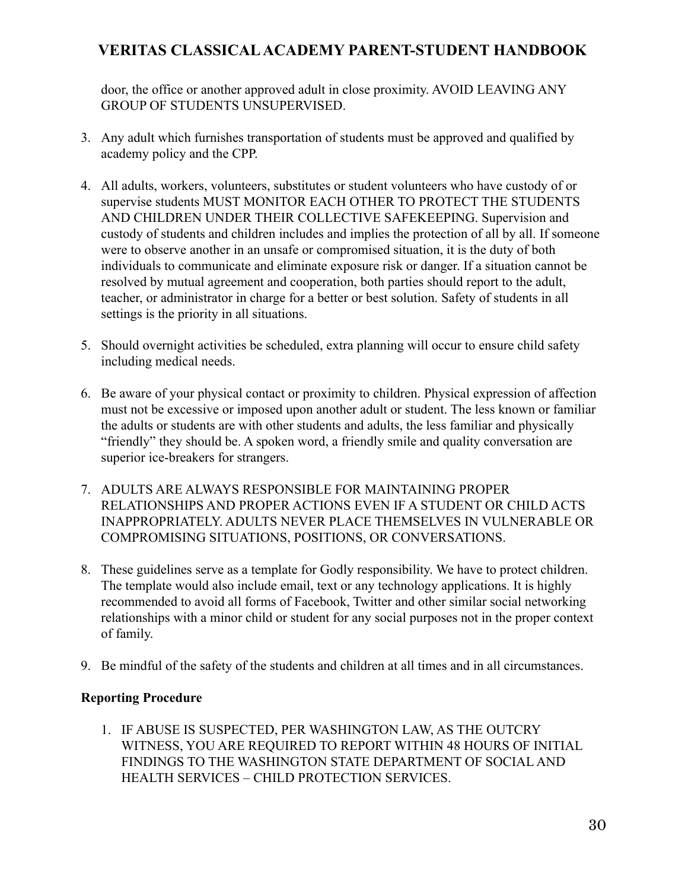door, the office or another approved adult in close proximity. AVOID LEAVING ANY GROUP OF STUDENTS UNSUPERVISED.

3. Any adult which furnishes transportation of students must be approved and qualified by academy policy and the CPP.

4. All adults, workers, volunteers, substitutes or student volunteers who have custody of or supervise students MUST MONITOR EACH OTHER TO PROTECT THE STUDENTS AND CHILDREN UNDER THEIR COLLECTIVE SAFEKEEPING. Supervision and custody of students and children includes and implies the protection of all by all. If someone were to observe another in an unsafe or compromised situation, it is the duty of both individuals to communicate and eliminate exposure risk or danger. If a situation cannot be resolved by mutual agreement and cooperation, both parties should report to the adult, teacher, or administrator in charge for a better or best solution. Safety of students in all settings is the priority in all situations.

5. Should overnight activities be scheduled, extra planning will occur to ensure child safety including medical needs.

6. Be aware of your physical contact or proximity to children. Physical expression of affection must not be excessive or imposed upon another adult or student. The less known or familiar the adults or students are with other students and adults, the less familiar and physically "friendly" they should be. A spoken word, a friendly smile and quality conversation are superior ice-breakers for strangers.

7. ADULTS ARE ALWAYS RESPONSIBLE FOR MAINTAINING PROPER RELATIONSHIPS AND PROPER ACTIONS EVEN IF A STUDENT OR CHILD ACTS INAPPROPRIATELY. ADULTS NEVER PLACE THEMSELVES IN VULNERABLE OR COMPROMISING SITUATIONS, POSITIONS, OR CONVERSATIONS.

8. These guidelines serve as a template for Godly responsibility. We have to protect children. The template would also include email, text or any technology applications. It is highly recommended to avoid all forms of Facebook, Twitter and other similar social networking relationships with a minor child or student for any social purposes not in the proper context of family.

9. Be mindful of the safety of the students and children at all times and in all circumstances.

**Reporting Procedure**

1. IF ABUSE IS SUSPECTED, PER WASHINGTON LAW, AS THE OUTCRY WITNESS, YOU ARE REQUIRED TO REPORT WITHIN 48 HOURS OF INITIAL FINDINGS TO THE WASHINGTON STATE DEPARTMENT OF SOCIAL AND HEALTH SERVICES – CHILD PROTECTION SERVICES.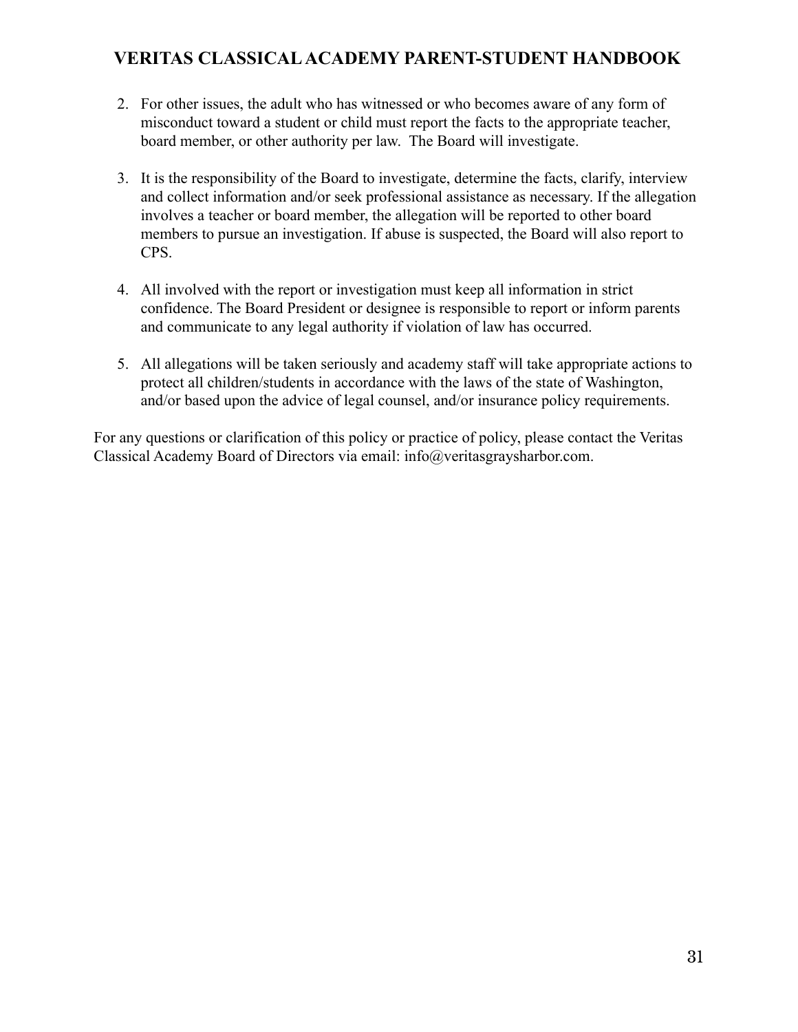2. For other issues, the adult who has witnessed or who becomes aware of any form of misconduct toward a student or child must report the facts to the appropriate teacher, board member, or other authority per law. The Board will investigate.

3. It is the responsibility of the Board to investigate, determine the facts, clarify, interview and collect information and/or seek professional assistance as necessary. If the allegation involves a teacher or board member, the allegation will be reported to other board members to pursue an investigation. If abuse is suspected, the Board will also report to CPS.

4. All involved with the report or investigation must keep all information in strict confidence. The Board President or designee is responsible to report or inform parents and communicate to any legal authority if violation of law has occurred.

5. All allegations will be taken seriously and academy staff will take appropriate actions to protect all children/students in accordance with the laws of the state of Washington, and/or based upon the advice of legal counsel, and/or insurance policy requirements.

For any questions or clarification of this policy or practice of policy, please contact the Veritas Classical Academy Board of Directors via email: info@veritasgraysharbor.com.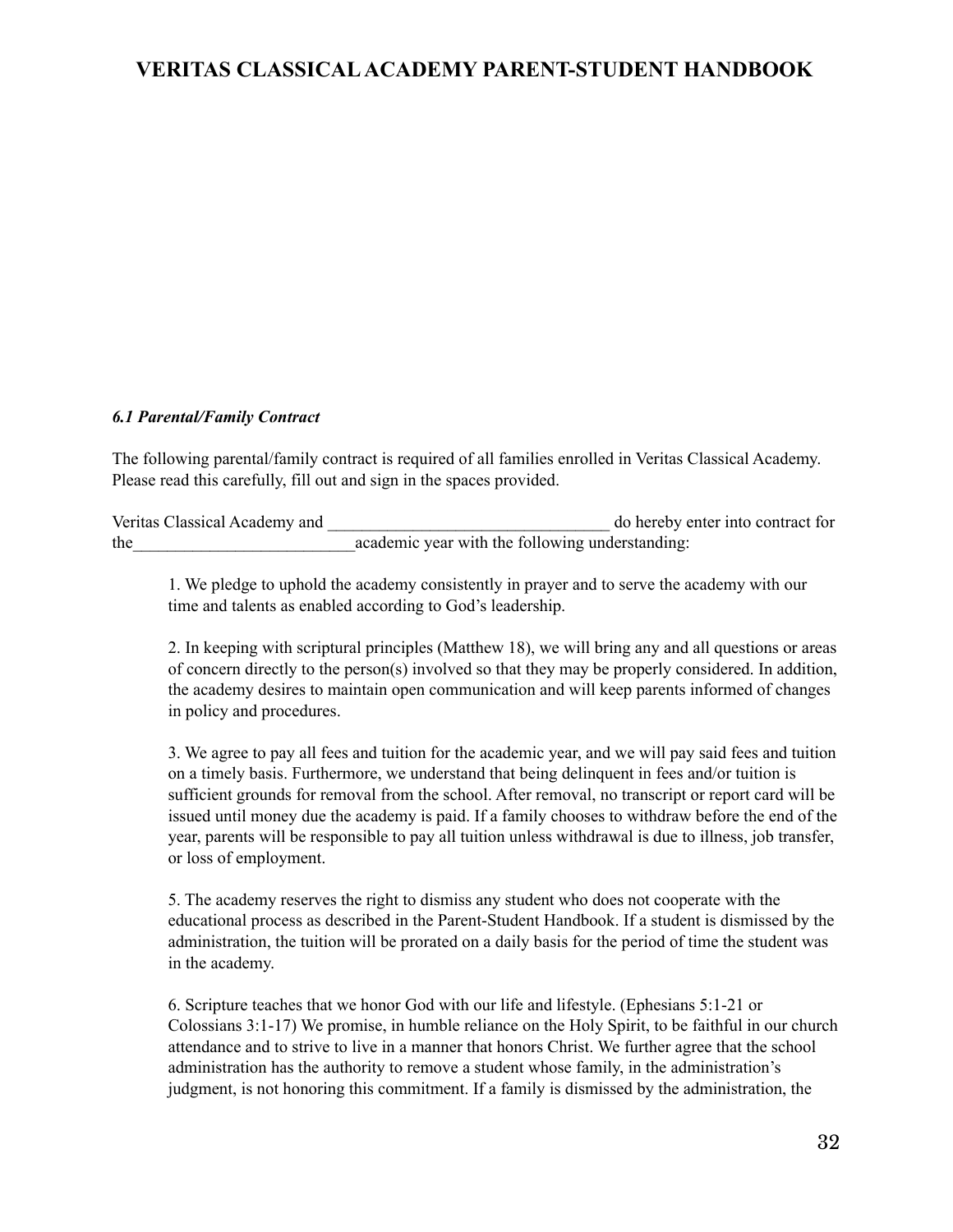***6.1 Parental/Family Contract***

The following parental/family contract is required of all families enrolled in Veritas Classical Academy. Please read this carefully, fill out and sign in the spaces provided.

Veritas Classical Academy and _________________________________ do hereby enter into contract for the__________________________academic year with the following understanding:

1. We pledge to uphold the academy consistently in prayer and to serve the academy with our time and talents as enabled according to God's leadership.

2. In keeping with scriptural principles (Matthew 18), we will bring any and all questions or areas of concern directly to the person(s) involved so that they may be properly considered. In addition, the academy desires to maintain open communication and will keep parents informed of changes in policy and procedures.

3. We agree to pay all fees and tuition for the academic year, and we will pay said fees and tuition on a timely basis. Furthermore, we understand that being delinquent in fees and/or tuition is sufficient grounds for removal from the school. After removal, no transcript or report card will be issued until money due the academy is paid. If a family chooses to withdraw before the end of the year, parents will be responsible to pay all tuition unless withdrawal is due to illness, job transfer, or loss of employment.

5. The academy reserves the right to dismiss any student who does not cooperate with the educational process as described in the Parent-Student Handbook. If a student is dismissed by the administration, the tuition will be prorated on a daily basis for the period of time the student was in the academy.

6. Scripture teaches that we honor God with our life and lifestyle. (Ephesians 5:1-21 or Colossians 3:1-17) We promise, in humble reliance on the Holy Spirit, to be faithful in our church attendance and to strive to live in a manner that honors Christ. We further agree that the school administration has the authority to remove a student whose family, in the administration's judgment, is not honoring this commitment. If a family is dismissed by the administration, the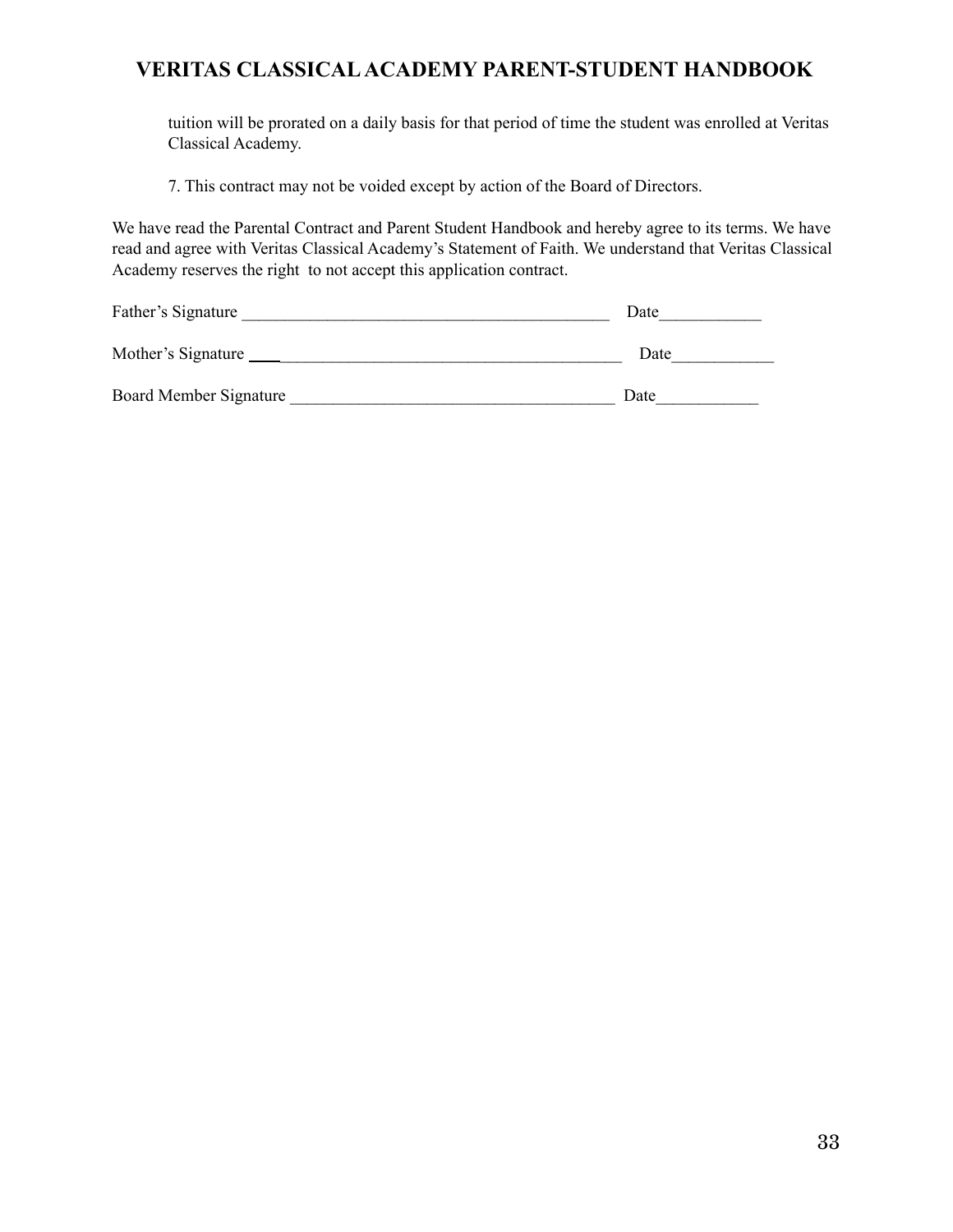tuition will be prorated on a daily basis for that period of time the student was enrolled at Veritas Classical Academy.

7. This contract may not be voided except by action of the Board of Directors.

We have read the Parental Contract and Parent Student Handbook and hereby agree to its terms. We have read and agree with Veritas Classical Academy's Statement of Faith. We understand that Veritas Classical Academy reserves the right to not accept this application contract.

Father's Signature ____________________________________________ Date____________

Mother's Signature ____________________________________________ Date____________

Board Member Signature ______________________________________ Date____________